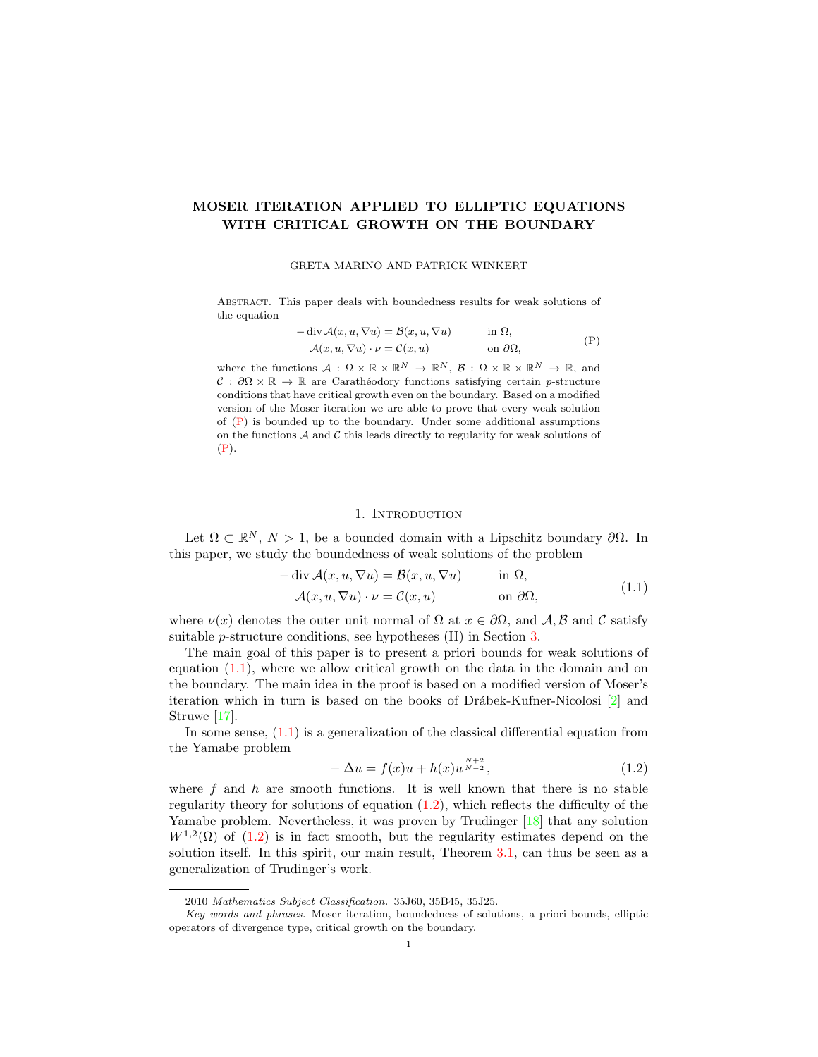# MOSER ITERATION APPLIED TO ELLIPTIC EQUATIONS WITH CRITICAL GROWTH ON THE BOUNDARY

GRETA MARINO AND PATRICK WINKERT

Abstract. This paper deals with boundedness results for weak solutions of the equation

$$
\begin{aligned}
-\operatorname{div} \mathcal{A}(x,u,\nabla u) &= \mathcal{B}(x,u,\nabla u) \qquad &&\text{in } \Omega,\\
\mathcal{A}(x,u,\nabla u)\cdot \nu &= \mathcal{C}(x,u) &&\text{on } \partial\Omega,
\end{aligned}
\tag{P}
$$

where the functions $\mathcal{A}: \Omega \times \mathbb{R} \times \mathbb{R}^N \to \mathbb{R}^N$, $\mathcal{B}: \Omega \times \mathbb{R} \times \mathbb{R}^N \to \mathbb{R}$, and $\mathcal{C}: \partial\Omega \times \mathbb{R} \to \mathbb{R}$ are Carathéodory functions satisfying certain $p$-structure conditions that have critical growth even on the boundary. Based on a modified version of the Moser iteration we are able to prove that every weak solution of (P) is bounded up to the boundary. Under some additional assumptions on the functions $\mathcal{A}$ and $\mathcal{C}$ this leads directly to regularity for weak solutions of (P).

## 1. Introduction

Let $\Omega \subset \mathbb{R}^N$, $N > 1$, be a bounded domain with a Lipschitz boundary $\partial\Omega$. In this paper, we study the boundedness of weak solutions of the problem

$$
\begin{aligned}
-\operatorname{div} \mathcal{A}(x,u,\nabla u) &= \mathcal{B}(x,u,\nabla u) \qquad &&\text{in } \Omega,\\
\mathcal{A}(x,u,\nabla u)\cdot \nu &= \mathcal{C}(x,u) &&\text{on } \partial\Omega,
\end{aligned}
\tag{1.1}
$$

where $\nu(x)$ denotes the outer unit normal of $\Omega$ at $x \in \partial\Omega$, and $\mathcal{A}, \mathcal{B}$ and $\mathcal{C}$ satisfy suitable $p$-structure conditions, see hypotheses (H) in Section 3.

The main goal of this paper is to present a priori bounds for weak solutions of equation (1.1), where we allow critical growth on the data in the domain and on the boundary. The main idea in the proof is based on a modified version of Moser's iteration which in turn is based on the books of Drábek-Kufner-Nicolosi [2] and Struwe [17].

In some sense, (1.1) is a generalization of the classical differential equation from the Yamabe problem

$$
-\Delta u = f(x)u + h(x)u^{\frac{N+2}{N-2}}, \tag{1.2}
$$

where $f$ and $h$ are smooth functions. It is well known that there is no stable regularity theory for solutions of equation (1.2), which reflects the difficulty of the Yamabe problem. Nevertheless, it was proven by Trudinger [18] that any solution $W^{1,2}(\Omega)$ of (1.2) is in fact smooth, but the regularity estimates depend on the solution itself. In this spirit, our main result, Theorem 3.1, can thus be seen as a generalization of Trudinger's work.

---

2010 *Mathematics Subject Classification.* 35J60, 35B45, 35J25.

*Key words and phrases.* Moser iteration, boundedness of solutions, a priori bounds, elliptic operators of divergence type, critical growth on the boundary.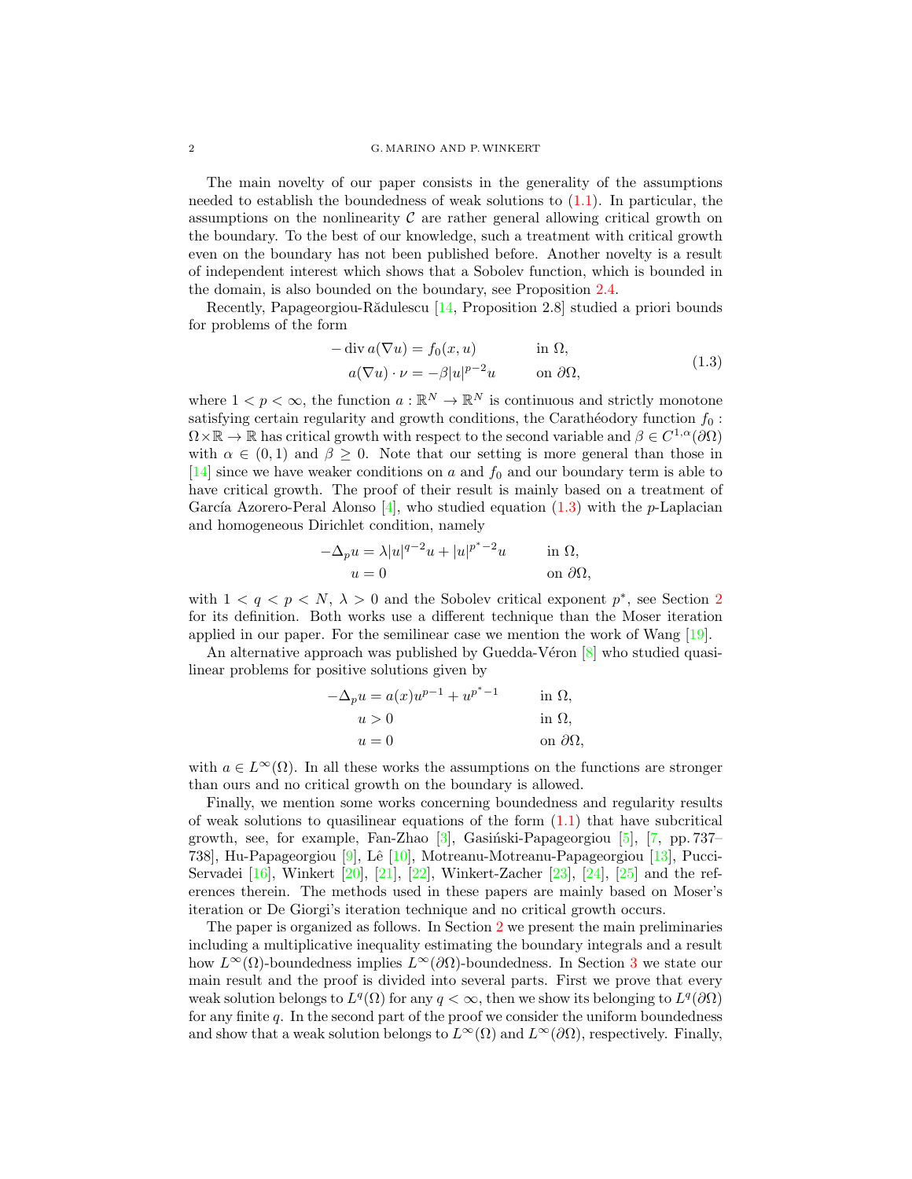The main novelty of our paper consists in the generality of the assumptions needed to establish the boundedness of weak solutions to (1.1). In particular, the assumptions on the nonlinearity $\mathcal{C}$ are rather general allowing critical growth on the boundary. To the best of our knowledge, such a treatment with critical growth even on the boundary has not been published before. Another novelty is a result of independent interest which shows that a Sobolev function, which is bounded in the domain, is also bounded on the boundary, see Proposition 2.4.

Recently, Papageorgiou-Rădulescu [14, Proposition 2.8] studied a priori bounds for problems of the form

$$
\begin{aligned}
-\operatorname{div} a(\nabla u) &= f_0(x,u) && \text{in } \Omega,\\
a(\nabla u)\cdot \nu &= -\beta |u|^{p-2}u && \text{on } \partial\Omega,
\end{aligned}
\tag{1.3}
$$

where $1<p<\infty$, the function $a:\mathbb{R}^N\to\mathbb{R}^N$ is continuous and strictly monotone satisfying certain regularity and growth conditions, the Carathéodory function $f_0:\Omega\times\mathbb{R}\to\mathbb{R}$ has critical growth with respect to the second variable and $\beta\in C^{1,\alpha}(\partial\Omega)$ with $\alpha\in(0,1)$ and $\beta\geq 0$. Note that our setting is more general than those in [14] since we have weaker conditions on $a$ and $f_0$ and our boundary term is able to have critical growth. The proof of their result is mainly based on a treatment of García Azorero-Peral Alonso [4], who studied equation (1.3) with the $p$-Laplacian and homogeneous Dirichlet condition, namely

$$
\begin{aligned}
-\Delta_p u &= \lambda |u|^{q-2}u + |u|^{p^*-2}u && \text{in } \Omega,\\
u &= 0 && \text{on } \partial\Omega,
\end{aligned}
$$

with $1<q<p<N$, $\lambda>0$ and the Sobolev critical exponent $p^*$, see Section 2 for its definition. Both works use a different technique than the Moser iteration applied in our paper. For the semilinear case we mention the work of Wang [19].

An alternative approach was published by Guedda-Véron [8] who studied quasilinear problems for positive solutions given by

$$
\begin{aligned}
-\Delta_p u &= a(x)u^{p-1} + u^{p^*-1} && \text{in } \Omega,\\
u &> 0 && \text{in } \Omega,\\
u &= 0 && \text{on } \partial\Omega,
\end{aligned}
$$

with $a\in L^\infty(\Omega)$. In all these works the assumptions on the functions are stronger than ours and no critical growth on the boundary is allowed.

Finally, we mention some works concerning boundedness and regularity results of weak solutions to quasilinear equations of the form (1.1) that have subcritical growth, see, for example, Fan-Zhao [3], Gasiński-Papageorgiou [5], [7, pp. 737–738], Hu-Papageorgiou [9], Lê [10], Motreanu-Motreanu-Papageorgiou [13], Pucci-Servadei [16], Winkert [20], [21], [22], Winkert-Zacher [23], [24], [25] and the references therein. The methods used in these papers are mainly based on Moser's iteration or De Giorgi's iteration technique and no critical growth occurs.

The paper is organized as follows. In Section 2 we present the main preliminaries including a multiplicative inequality estimating the boundary integrals and a result how $L^\infty(\Omega)$-boundedness implies $L^\infty(\partial\Omega)$-boundedness. In Section 3 we state our main result and the proof is divided into several parts. First we prove that every weak solution belongs to $L^q(\Omega)$ for any $q<\infty$, then we show its belonging to $L^q(\partial\Omega)$ for any finite $q$. In the second part of the proof we consider the uniform boundedness and show that a weak solution belongs to $L^\infty(\Omega)$ and $L^\infty(\partial\Omega)$, respectively. Finally,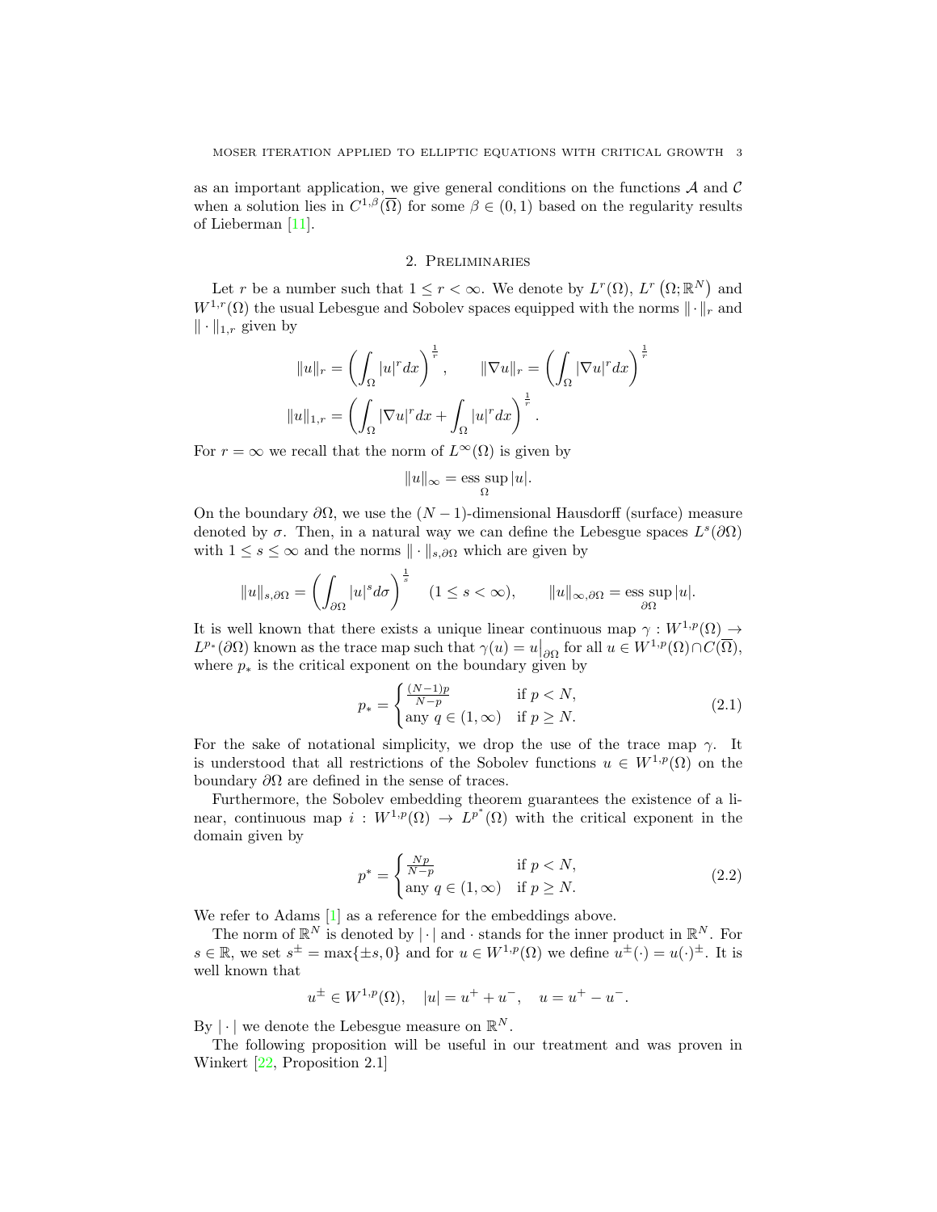as an important application, we give general conditions on the functions $\mathcal{A}$ and $\mathcal{C}$ when a solution lies in $C^{1,\beta}(\overline{\Omega})$ for some $\beta \in (0,1)$ based on the regularity results of Lieberman [11].

## 2. Preliminaries

Let $r$ be a number such that $1 \leq r < \infty$. We denote by $L^r(\Omega)$, $L^r\left(\Omega;\mathbb{R}^N\right)$ and $W^{1,r}(\Omega)$ the usual Lebesgue and Sobolev spaces equipped with the norms $\|\cdot\|_r$ and $\|\cdot\|_{1,r}$ given by

$$\|u\|_r = \left(\int_\Omega |u|^r dx\right)^{\frac{1}{r}}, \qquad \|\nabla u\|_r = \left(\int_\Omega |\nabla u|^r dx\right)^{\frac{1}{r}}$$

$$\|u\|_{1,r} = \left(\int_\Omega |\nabla u|^r dx + \int_\Omega |u|^r dx\right)^{\frac{1}{r}}.$$

For $r = \infty$ we recall that the norm of $L^\infty(\Omega)$ is given by

$$\|u\|_\infty = \operatorname*{ess\,sup}_\Omega |u|.$$

On the boundary $\partial\Omega$, we use the $(N-1)$-dimensional Hausdorff (surface) measure denoted by $\sigma$. Then, in a natural way we can define the Lebesgue spaces $L^s(\partial\Omega)$ with $1 \leq s \leq \infty$ and the norms $\|\cdot\|_{s,\partial\Omega}$ which are given by

$$\|u\|_{s,\partial\Omega} = \left(\int_{\partial\Omega} |u|^s d\sigma\right)^{\frac{1}{s}} \quad (1 \leq s < \infty), \qquad \|u\|_{\infty,\partial\Omega} = \operatorname*{ess\,sup}_{\partial\Omega} |u|.$$

It is well known that there exists a unique linear continuous map $\gamma : W^{1,p}(\Omega) \to L^{p_*}(\partial\Omega)$ known as the trace map such that $\gamma(u) = u\big|_{\partial\Omega}$ for all $u \in W^{1,p}(\Omega) \cap C(\overline{\Omega})$, where $p_*$ is the critical exponent on the boundary given by

$$p_* = \begin{cases} \frac{(N-1)p}{N-p} & \text{if } p < N, \\ \text{any } q \in (1,\infty) & \text{if } p \geq N. \end{cases} \tag{2.1}$$

For the sake of notational simplicity, we drop the use of the trace map $\gamma$. It is understood that all restrictions of the Sobolev functions $u \in W^{1,p}(\Omega)$ on the boundary $\partial\Omega$ are defined in the sense of traces.

Furthermore, the Sobolev embedding theorem guarantees the existence of a linear, continuous map $i : W^{1,p}(\Omega) \to L^{p^*}(\Omega)$ with the critical exponent in the domain given by

$$p^* = \begin{cases} \frac{Np}{N-p} & \text{if } p < N, \\ \text{any } q \in (1,\infty) & \text{if } p \geq N. \end{cases} \tag{2.2}$$

We refer to Adams [1] as a reference for the embeddings above.

The norm of $\mathbb{R}^N$ is denoted by $|\cdot|$ and $\cdot$ stands for the inner product in $\mathbb{R}^N$. For $s \in \mathbb{R}$, we set $s^\pm = \max\{\pm s, 0\}$ and for $u \in W^{1,p}(\Omega)$ we define $u^\pm(\cdot) = u(\cdot)^\pm$. It is well known that

$$u^\pm \in W^{1,p}(\Omega), \quad |u| = u^+ + u^-, \quad u = u^+ - u^-.$$

By $|\cdot|$ we denote the Lebesgue measure on $\mathbb{R}^N$.

The following proposition will be useful in our treatment and was proven in Winkert [22, Proposition 2.1]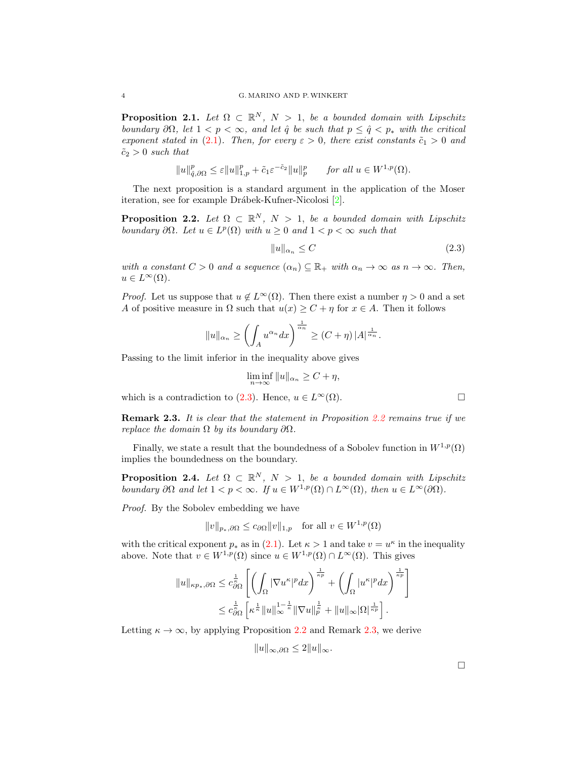**Proposition 2.1.** *Let $\Omega \subset \mathbb{R}^N$, $N > 1$, be a bounded domain with Lipschitz boundary $\partial\Omega$, let $1 < p < \infty$, and let $\hat{q}$ be such that $p \le \hat{q} < p_*$ with the critical exponent stated in (2.1). Then, for every $\varepsilon > 0$, there exist constants $\tilde{c}_1 > 0$ and $\tilde{c}_2 > 0$ such that*

$$\|u\|^p_{\hat{q},\partial\Omega} \le \varepsilon \|u\|^p_{1,p} + \tilde{c}_1 \varepsilon^{-\tilde{c}_2} \|u\|^p_p \qquad \text{for all } u \in W^{1,p}(\Omega).$$

The next proposition is a standard argument in the application of the Moser iteration, see for example Drábek-Kufner-Nicolosi [2].

**Proposition 2.2.** *Let $\Omega \subset \mathbb{R}^N$, $N > 1$, be a bounded domain with Lipschitz boundary $\partial\Omega$. Let $u \in L^p(\Omega)$ with $u \ge 0$ and $1 < p < \infty$ such that*

$$\|u\|_{\alpha_n} \le C \tag{2.3}$$

*with a constant $C > 0$ and a sequence $(\alpha_n) \subseteq \mathbb{R}_+$ with $\alpha_n \to \infty$ as $n \to \infty$. Then, $u \in L^\infty(\Omega)$.*

*Proof.* Let us suppose that $u \notin L^\infty(\Omega)$. Then there exist a number $\eta > 0$ and a set $A$ of positive measure in $\Omega$ such that $u(x) \ge C + \eta$ for $x \in A$. Then it follows

$$\|u\|_{\alpha_n} \ge \left( \int_A u^{\alpha_n} dx \right)^{\frac{1}{\alpha_n}} \ge (C + \eta) \, |A|^{\frac{1}{\alpha_n}}.$$

Passing to the limit inferior in the inequality above gives

$$\liminf_{n\to\infty} \|u\|_{\alpha_n} \ge C + \eta,$$

which is a contradiction to (2.3). Hence, $u \in L^\infty(\Omega)$. $\square$

**Remark 2.3.** *It is clear that the statement in Proposition 2.2 remains true if we replace the domain $\Omega$ by its boundary $\partial\Omega$.*

Finally, we state a result that the boundedness of a Sobolev function in $W^{1,p}(\Omega)$ implies the boundedness on the boundary.

**Proposition 2.4.** *Let $\Omega \subset \mathbb{R}^N$, $N > 1$, be a bounded domain with Lipschitz boundary $\partial\Omega$ and let $1 < p < \infty$. If $u \in W^{1,p}(\Omega) \cap L^\infty(\Omega)$, then $u \in L^\infty(\partial\Omega)$.*

*Proof.* By the Sobolev embedding we have

$$\|v\|_{p_*,\partial\Omega} \le c_{\partial\Omega} \|v\|_{1,p} \quad \text{for all } v \in W^{1,p}(\Omega)$$

with the critical exponent $p_*$ as in (2.1). Let $\kappa > 1$ and take $v = u^\kappa$ in the inequality above. Note that $v \in W^{1,p}(\Omega)$ since $u \in W^{1,p}(\Omega) \cap L^\infty(\Omega)$. This gives

$$\begin{aligned}
\|u\|_{\kappa p_*,\partial\Omega} &\le c_{\partial\Omega}^{\frac{1}{\kappa}} \left[ \left( \int_\Omega |\nabla u^\kappa|^p dx \right)^{\frac{1}{\kappa p}} + \left( \int_\Omega |u^\kappa|^p dx \right)^{\frac{1}{\kappa p}} \right] \\
&\le c_{\partial\Omega}^{\frac{1}{\kappa}} \left[ \kappa^{\frac{1}{\kappa}} \|u\|_\infty^{1-\frac{1}{\kappa}} \|\nabla u\|_p^{\frac{1}{\kappa}} + \|u\|_\infty |\Omega|^{\frac{1}{\kappa p}} \right].
\end{aligned}$$

Letting $\kappa \to \infty$, by applying Proposition 2.2 and Remark 2.3, we derive

$$\|u\|_{\infty,\partial\Omega} \le 2\|u\|_\infty.$$

$\square$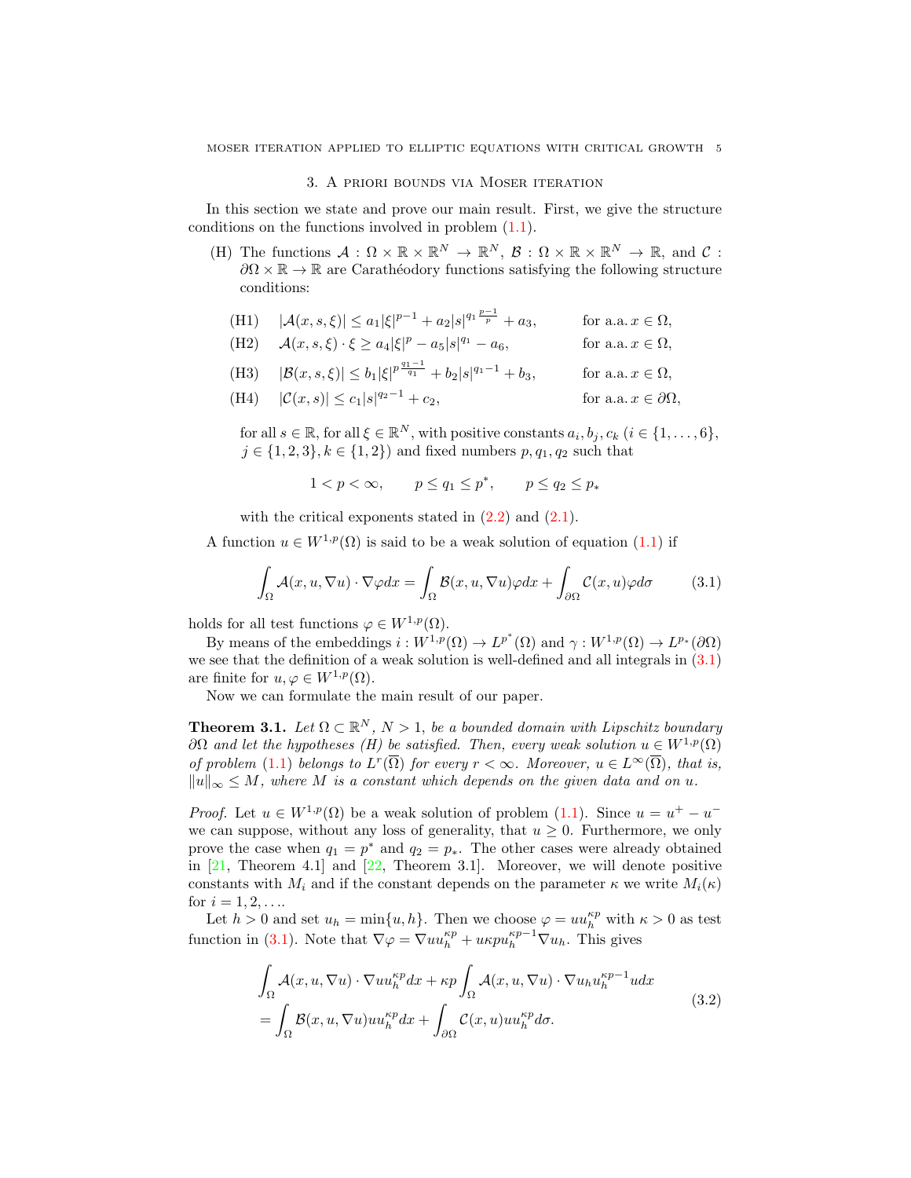## 3. A priori bounds via Moser iteration

In this section we state and prove our main result. First, we give the structure conditions on the functions involved in problem (1.1).

(H) The functions $\mathcal{A} : \Omega \times \mathbb{R} \times \mathbb{R}^N \to \mathbb{R}^N$, $\mathcal{B} : \Omega \times \mathbb{R} \times \mathbb{R}^N \to \mathbb{R}$, and $\mathcal{C} : \partial\Omega \times \mathbb{R} \to \mathbb{R}$ are Carathéodory functions satisfying the following structure conditions:

$$
\begin{aligned}
&\text{(H1)} \quad |\mathcal{A}(x,s,\xi)| \le a_1|\xi|^{p-1} + a_2|s|^{q_1\frac{p-1}{p}} + a_3, && \text{for a.a. } x \in \Omega,\\
&\text{(H2)} \quad \mathcal{A}(x,s,\xi)\cdot\xi \ge a_4|\xi|^p - a_5|s|^{q_1} - a_6, && \text{for a.a. } x \in \Omega,\\
&\text{(H3)} \quad |\mathcal{B}(x,s,\xi)| \le b_1|\xi|^{p\frac{q_1-1}{q_1}} + b_2|s|^{q_1-1} + b_3, && \text{for a.a. } x \in \Omega,\\
&\text{(H4)} \quad |\mathcal{C}(x,s)| \le c_1|s|^{q_2-1} + c_2, && \text{for a.a. } x \in \partial\Omega,
\end{aligned}
$$

for all $s \in \mathbb{R}$, for all $\xi \in \mathbb{R}^N$, with positive constants $a_i, b_j, c_k$ ($i \in \{1,\dots,6\}$, $j \in \{1,2,3\}$, $k \in \{1,2\}$) and fixed numbers $p, q_1, q_2$ such that

$$
1 < p < \infty, \qquad p \le q_1 \le p^*, \qquad p \le q_2 \le p_*
$$

with the critical exponents stated in (2.2) and (2.1).

A function $u \in W^{1,p}(\Omega)$ is said to be a weak solution of equation (1.1) if

$$
\int_\Omega \mathcal{A}(x,u,\nabla u)\cdot\nabla\varphi dx = \int_\Omega \mathcal{B}(x,u,\nabla u)\varphi dx + \int_{\partial\Omega} \mathcal{C}(x,u)\varphi d\sigma \tag{3.1}
$$

holds for all test functions $\varphi \in W^{1,p}(\Omega)$.

By means of the embeddings $i : W^{1,p}(\Omega) \to L^{p^*}(\Omega)$ and $\gamma : W^{1,p}(\Omega) \to L^{p_*}(\partial\Omega)$ we see that the definition of a weak solution is well-defined and all integrals in (3.1) are finite for $u, \varphi \in W^{1,p}(\Omega)$.

Now we can formulate the main result of our paper.

**Theorem 3.1.** *Let $\Omega \subset \mathbb{R}^N$, $N > 1$, be a bounded domain with Lipschitz boundary $\partial\Omega$ and let the hypotheses (H) be satisfied. Then, every weak solution $u \in W^{1,p}(\Omega)$ of problem (1.1) belongs to $L^r(\overline{\Omega})$ for every $r < \infty$. Moreover, $u \in L^\infty(\overline{\Omega})$, that is, $\|u\|_\infty \le M$, where $M$ is a constant which depends on the given data and on $u$.*

*Proof.* Let $u \in W^{1,p}(\Omega)$ be a weak solution of problem (1.1). Since $u = u^+ - u^-$ we can suppose, without any loss of generality, that $u \ge 0$. Furthermore, we only prove the case when $q_1 = p^*$ and $q_2 = p_*$. The other cases were already obtained in [21, Theorem 4.1] and [22, Theorem 3.1]. Moreover, we will denote positive constants with $M_i$ and if the constant depends on the parameter $\kappa$ we write $M_i(\kappa)$ for $i = 1, 2, \dots$.

Let $h > 0$ and set $u_h = \min\{u, h\}$. Then we choose $\varphi = u u_h^{\kappa p}$ with $\kappa > 0$ as test function in (3.1). Note that $\nabla\varphi = \nabla u u_h^{\kappa p} + u\kappa p u_h^{\kappa p-1}\nabla u_h$. This gives

$$
\begin{aligned}
&\int_\Omega \mathcal{A}(x,u,\nabla u)\cdot\nabla u u_h^{\kappa p} dx + \kappa p \int_\Omega \mathcal{A}(x,u,\nabla u)\cdot\nabla u_h u_h^{\kappa p-1} u dx\\
&= \int_\Omega \mathcal{B}(x,u,\nabla u) u u_h^{\kappa p} dx + \int_{\partial\Omega} \mathcal{C}(x,u) u u_h^{\kappa p} d\sigma.
\end{aligned} \tag{3.2}
$$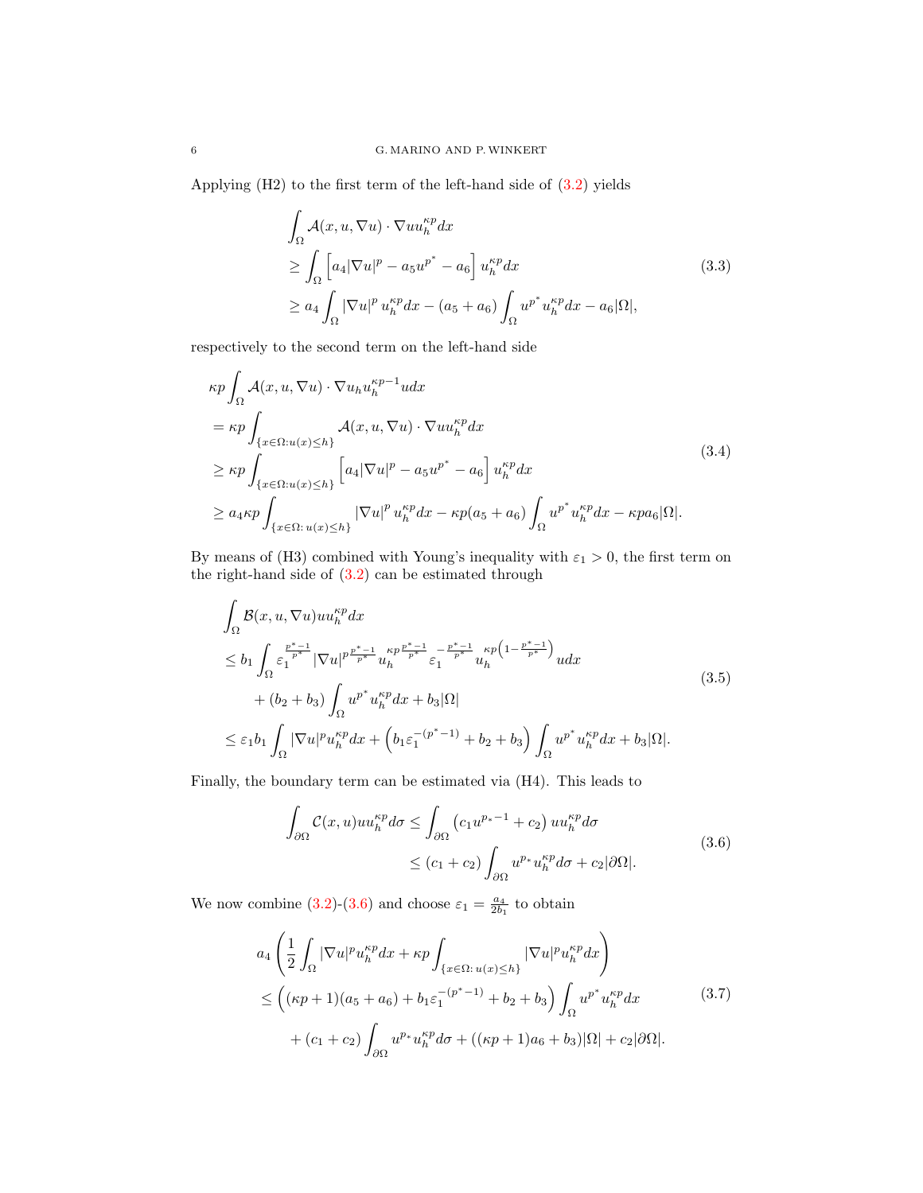Applying (H2) to the first term of the left-hand side of (3.2) yields

$$
\begin{aligned}
&\int_\Omega \mathcal{A}(x,u,\nabla u)\cdot \nabla u u_h^{\kappa p}dx\\
&\geq \int_\Omega \left[a_4|\nabla u|^p - a_5 u^{p^*} - a_6\right] u_h^{\kappa p}dx\\
&\geq a_4 \int_\Omega |\nabla u|^p\, u_h^{\kappa p}dx - (a_5+a_6)\int_\Omega u^{p^*}u_h^{\kappa p}dx - a_6|\Omega|,
\end{aligned}
\tag{3.3}
$$

respectively to the second term on the left-hand side

$$
\begin{aligned}
&\kappa p \int_\Omega \mathcal{A}(x,u,\nabla u)\cdot \nabla u_h u_h^{\kappa p -1} u dx\\
&= \kappa p \int_{\{x\in\Omega: u(x)\leq h\}} \mathcal{A}(x,u,\nabla u)\cdot \nabla u u_h^{\kappa p}dx\\
&\geq \kappa p \int_{\{x\in\Omega: u(x)\leq h\}} \left[a_4|\nabla u|^p - a_5 u^{p^*} - a_6\right] u_h^{\kappa p}dx\\
&\geq a_4 \kappa p \int_{\{x\in\Omega:\, u(x)\leq h\}} |\nabla u|^p\, u_h^{\kappa p}dx - \kappa p(a_5+a_6)\int_\Omega u^{p^*}u_h^{\kappa p}dx - \kappa p a_6|\Omega|.
\end{aligned}
\tag{3.4}
$$

By means of (H3) combined with Young's inequality with $\varepsilon_1>0$, the first term on the right-hand side of (3.2) can be estimated through

$$
\begin{aligned}
&\int_\Omega \mathcal{B}(x,u,\nabla u) u u_h^{\kappa p}dx\\
&\leq b_1 \int_\Omega \varepsilon_1^{\frac{p^*-1}{p^*}} |\nabla u|^{p\frac{p^*-1}{p^*}} u_h^{\kappa p \frac{p^*-1}{p^*}} \varepsilon_1^{-\frac{p^*-1}{p^*}} u_h^{\kappa p\left(1-\frac{p^*-1}{p^*}\right)} u dx\\
&\quad + (b_2+b_3)\int_\Omega u^{p^*}u_h^{\kappa p}dx + b_3|\Omega|\\
&\leq \varepsilon_1 b_1 \int_\Omega |\nabla u|^p u_h^{\kappa p}dx + \left(b_1\varepsilon_1^{-(p^*-1)} + b_2+b_3\right)\int_\Omega u^{p^*}u_h^{\kappa p}dx + b_3|\Omega|.
\end{aligned}
\tag{3.5}
$$

Finally, the boundary term can be estimated via (H4). This leads to

$$
\begin{aligned}
\int_{\partial\Omega} \mathcal{C}(x,u) u u_h^{\kappa p}d\sigma &\leq \int_{\partial\Omega}\left(c_1 u^{p_*-1}+c_2\right) u u_h^{\kappa p}d\sigma\\
&\leq (c_1+c_2)\int_{\partial\Omega} u^{p_*}u_h^{\kappa p}d\sigma + c_2|\partial\Omega|.
\end{aligned}
\tag{3.6}
$$

We now combine (3.2)-(3.6) and choose $\varepsilon_1 = \frac{a_4}{2b_1}$ to obtain

$$
\begin{aligned}
&a_4\left(\frac{1}{2}\int_\Omega |\nabla u|^p u_h^{\kappa p}dx + \kappa p \int_{\{x\in\Omega:\, u(x)\leq h\}} |\nabla u|^p u_h^{\kappa p}dx\right)\\
&\leq \left((\kappa p+1)(a_5+a_6) + b_1\varepsilon_1^{-(p^*-1)} + b_2 + b_3\right)\int_\Omega u^{p^*}u_h^{\kappa p}dx\\
&\quad + (c_1+c_2)\int_{\partial\Omega} u^{p_*}u_h^{\kappa p}d\sigma + ((\kappa p+1)a_6 + b_3)|\Omega| + c_2|\partial\Omega|.
\end{aligned}
\tag{3.7}
$$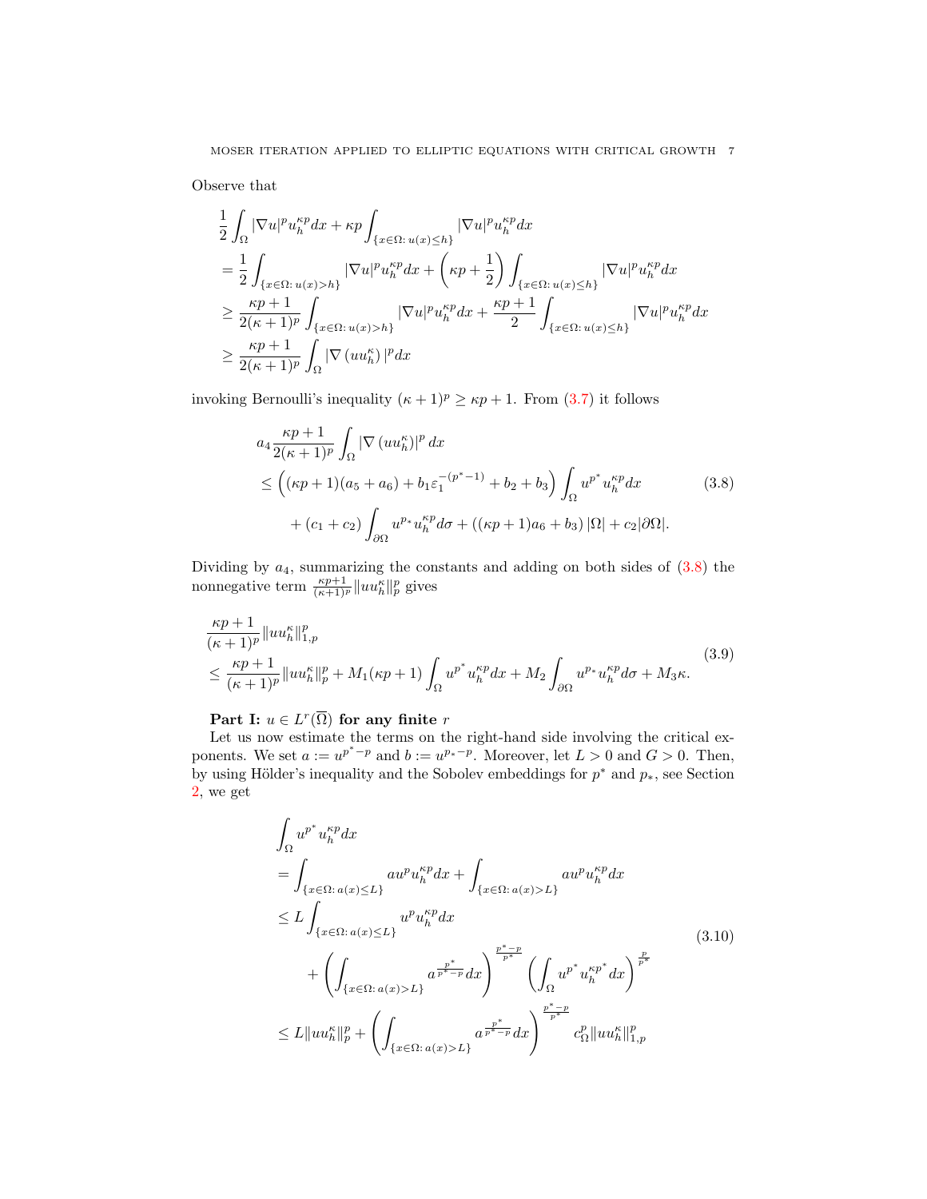Observe that

$$
\begin{aligned}
&\frac{1}{2}\int_\Omega |\nabla u|^p u_h^{\kappa p} dx + \kappa p \int_{\{x\in\Omega\colon u(x)\le h\}} |\nabla u|^p u_h^{\kappa p} dx \\
&= \frac{1}{2}\int_{\{x\in\Omega\colon u(x)>h\}} |\nabla u|^p u_h^{\kappa p} dx + \left(\kappa p + \frac{1}{2}\right)\int_{\{x\in\Omega\colon u(x)\le h\}} |\nabla u|^p u_h^{\kappa p} dx \\
&\ge \frac{\kappa p+1}{2(\kappa+1)^p}\int_{\{x\in\Omega\colon u(x)>h\}} |\nabla u|^p u_h^{\kappa p} dx + \frac{\kappa p+1}{2}\int_{\{x\in\Omega\colon u(x)\le h\}} |\nabla u|^p u_h^{\kappa p} dx \\
&\ge \frac{\kappa p+1}{2(\kappa+1)^p}\int_\Omega |\nabla\left(u u_h^{\kappa}\right)|^p dx
\end{aligned}
$$

invoking Bernoulli's inequality $(\kappa+1)^p \ge \kappa p + 1$. From (3.7) it follows

$$
\begin{aligned}
&a_4 \frac{\kappa p+1}{2(\kappa+1)^p}\int_\Omega |\nabla\left(u u_h^{\kappa}\right)|^p dx \\
&\le \left((\kappa p+1)(a_5+a_6) + b_1 \varepsilon_1^{-(p^*-1)} + b_2 + b_3\right)\int_\Omega u^{p^*} u_h^{\kappa p} dx \\
&\quad + (c_1+c_2)\int_{\partial\Omega} u^{p_*} u_h^{\kappa p} d\sigma + \left((\kappa p+1)a_6 + b_3\right)|\Omega| + c_2|\partial\Omega|.
\end{aligned} \tag{3.8}
$$

Dividing by $a_4$, summarizing the constants and adding on both sides of (3.8) the nonnegative term $\frac{\kappa p+1}{(\kappa+1)^p}\|u u_h^{\kappa}\|_p^p$ gives

$$
\begin{aligned}
&\frac{\kappa p+1}{(\kappa+1)^p}\|u u_h^{\kappa}\|_{1,p}^p \\
&\le \frac{\kappa p+1}{(\kappa+1)^p}\|u u_h^{\kappa}\|_p^p + M_1(\kappa p+1)\int_\Omega u^{p^*} u_h^{\kappa p} dx + M_2\int_{\partial\Omega} u^{p_*} u_h^{\kappa p} d\sigma + M_3\kappa.
\end{aligned} \tag{3.9}
$$

**Part I: $u \in L^r(\overline{\Omega})$ for any finite $r$**

Let us now estimate the terms on the right-hand side involving the critical exponents. We set $a := u^{p^*-p}$ and $b := u^{p_*-p}$. Moreover, let $L>0$ and $G>0$. Then, by using Hölder's inequality and the Sobolev embeddings for $p^*$ and $p_*$, see Section 2, we get

$$
\begin{aligned}
&\int_\Omega u^{p^*} u_h^{\kappa p} dx \\
&= \int_{\{x\in\Omega\colon a(x)\le L\}} a u^p u_h^{\kappa p} dx + \int_{\{x\in\Omega\colon a(x)>L\}} a u^p u_h^{\kappa p} dx \\
&\le L\int_{\{x\in\Omega\colon a(x)\le L\}} u^p u_h^{\kappa p} dx \\
&\quad + \left(\int_{\{x\in\Omega\colon a(x)>L\}} a^{\frac{p^*}{p^*-p}} dx\right)^{\frac{p^*-p}{p^*}} \left(\int_\Omega u^{p^*} u_h^{\kappa p^*} dx\right)^{\frac{p}{p^*}} \\
&\le L\|u u_h^{\kappa}\|_p^p + \left(\int_{\{x\in\Omega\colon a(x)>L\}} a^{\frac{p^*}{p^*-p}} dx\right)^{\frac{p^*-p}{p^*}} c_\Omega^p \|u u_h^{\kappa}\|_{1,p}^p
\end{aligned} \tag{3.10}
$$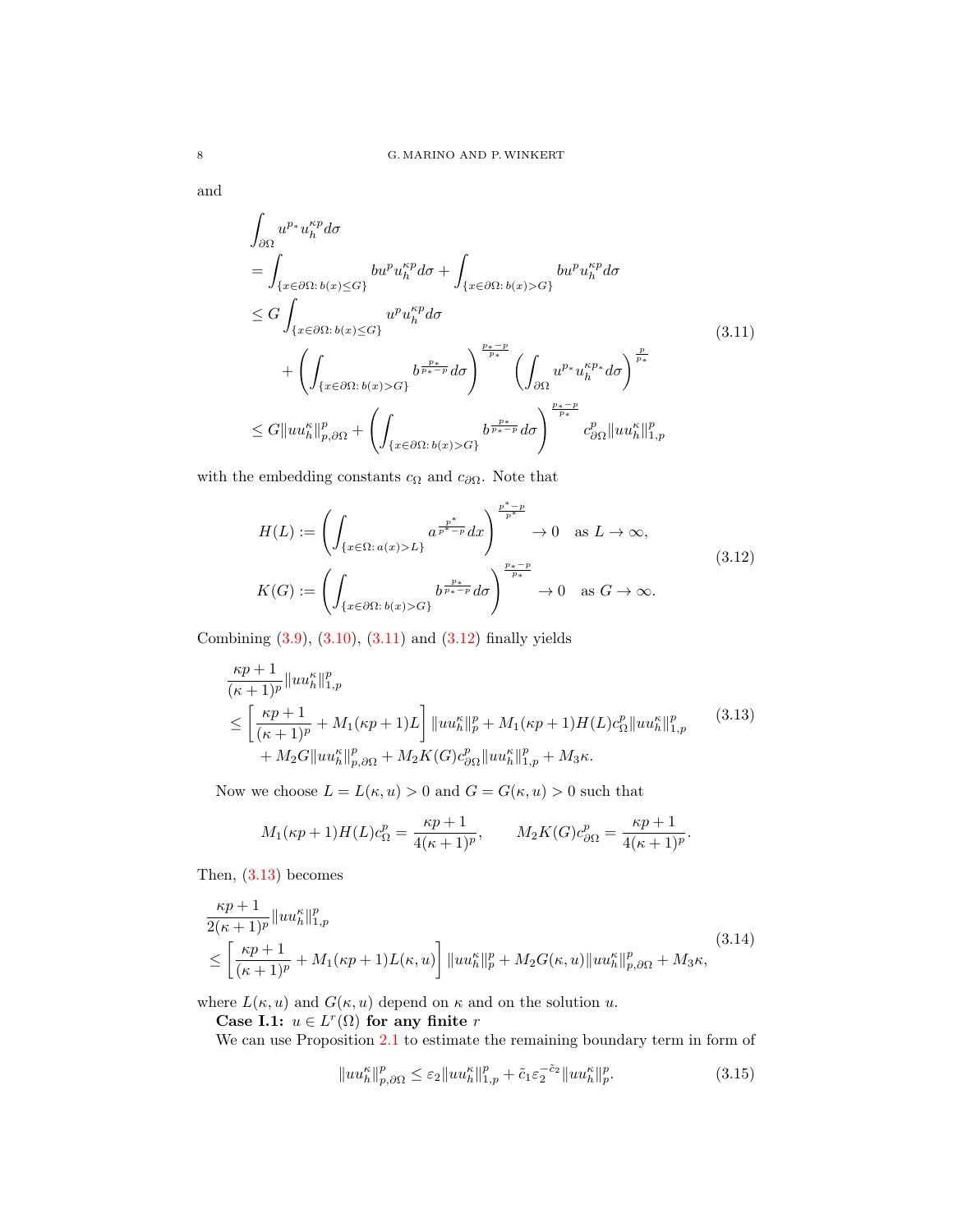and

$$
\begin{aligned}
&\int_{\partial\Omega} u^{p_*} u_h^{\kappa p} d\sigma \\
&= \int_{\{x\in\partial\Omega\colon b(x)\leq G\}} b u^p u_h^{\kappa p} d\sigma + \int_{\{x\in\partial\Omega\colon b(x)> G\}} b u^p u_h^{\kappa p} d\sigma \\
&\leq G \int_{\{x\in\partial\Omega\colon b(x)\leq G\}} u^p u_h^{\kappa p} d\sigma \\
&\qquad + \left( \int_{\{x\in\partial\Omega\colon b(x)> G\}} b^{\frac{p_*}{p_*-p}} d\sigma \right)^{\frac{p_*-p}{p_*}} \left( \int_{\partial\Omega} u^{p_*} u_h^{\kappa p_*} d\sigma \right)^{\frac{p}{p_*}} \\
&\leq G \|u u_h^\kappa\|_{p,\partial\Omega}^p + \left( \int_{\{x\in\partial\Omega\colon b(x)> G\}} b^{\frac{p_*}{p_*-p}} d\sigma \right)^{\frac{p_*-p}{p_*}} c_{\partial\Omega}^p \|u u_h^\kappa\|_{1,p}^p
\end{aligned}
\tag{3.11}
$$

with the embedding constants $c_\Omega$ and $c_{\partial\Omega}$. Note that

$$
\begin{aligned}
H(L) &:= \left( \int_{\{x\in\Omega\colon a(x)>L\}} a^{\frac{p^*}{p^*-p}} dx \right)^{\frac{p^*-p}{p^*}} \to 0 \quad \text{as } L\to\infty, \\
K(G) &:= \left( \int_{\{x\in\partial\Omega\colon b(x)>G\}} b^{\frac{p_*}{p_*-p}} d\sigma \right)^{\frac{p_*-p}{p_*}} \to 0 \quad \text{as } G\to\infty.
\end{aligned}
\tag{3.12}
$$

Combining (3.9), (3.10), (3.11) and (3.12) finally yields

$$
\begin{aligned}
&\frac{\kappa p+1}{(\kappa+1)^p} \|u u_h^\kappa\|_{1,p}^p \\
&\leq \left[ \frac{\kappa p+1}{(\kappa+1)^p} + M_1(\kappa p+1)L \right] \|u u_h^\kappa\|_p^p + M_1(\kappa p+1) H(L) c_\Omega^p \|u u_h^\kappa\|_{1,p}^p \\
&\quad + M_2 G \|u u_h^\kappa\|_{p,\partial\Omega}^p + M_2 K(G) c_{\partial\Omega}^p \|u u_h^\kappa\|_{1,p}^p + M_3 \kappa.
\end{aligned}
\tag{3.13}
$$

Now we choose $L = L(\kappa,u) > 0$ and $G = G(\kappa,u)>0$ such that

$$
M_1(\kappa p+1) H(L) c_\Omega^p = \frac{\kappa p+1}{4(\kappa+1)^p}, \qquad M_2 K(G) c_{\partial\Omega}^p = \frac{\kappa p+1}{4(\kappa+1)^p}.
$$

Then, (3.13) becomes

$$
\begin{aligned}
&\frac{\kappa p+1}{2(\kappa+1)^p} \|u u_h^\kappa\|_{1,p}^p \\
&\leq \left[ \frac{\kappa p+1}{(\kappa+1)^p} + M_1(\kappa p+1)L(\kappa,u) \right] \|u u_h^\kappa\|_p^p + M_2 G(\kappa,u) \|u u_h^\kappa\|_{p,\partial\Omega}^p + M_3\kappa,
\end{aligned}
\tag{3.14}
$$

where $L(\kappa,u)$ and $G(\kappa,u)$ depend on $\kappa$ and on the solution $u$.

**Case I.1: $u\in L^r(\Omega)$ for any finite $r$**

We can use Proposition 2.1 to estimate the remaining boundary term in form of

$$
\|u u_h^\kappa\|_{p,\partial\Omega}^p \leq \varepsilon_2 \|u u_h^\kappa\|_{1,p}^p + \tilde{c}_1 \varepsilon_2^{-\tilde{c}_2} \|u u_h^\kappa\|_p^p.
\tag{3.15}
$$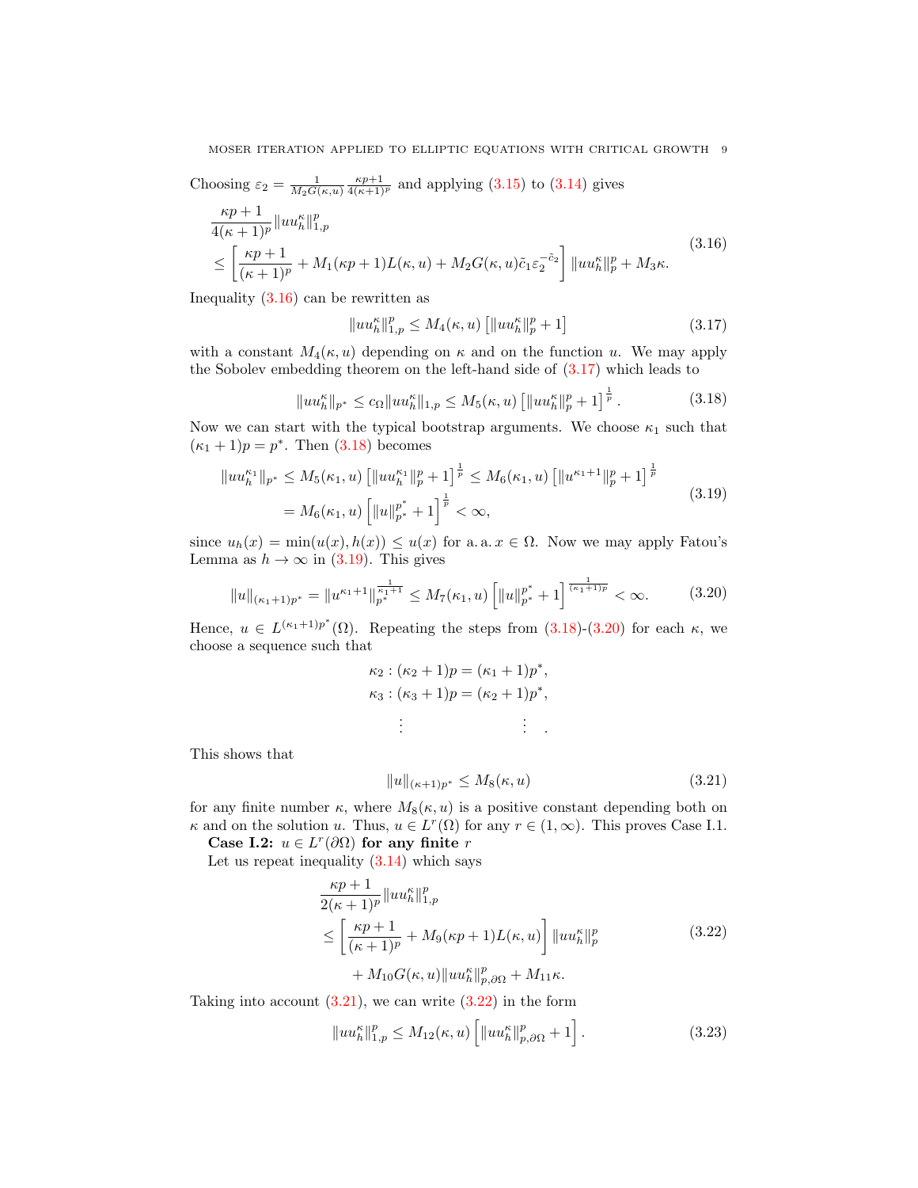Choosing $\varepsilon_2 = \frac{1}{M_2 G(\kappa,u)} \frac{\kappa p+1}{4(\kappa+1)^p}$ and applying (3.15) to (3.14) gives

$$
\begin{aligned}
&\frac{\kappa p+1}{4(\kappa+1)^p}\|uu_h^\kappa\|_{1,p}^p \\
&\leq \left[\frac{\kappa p+1}{(\kappa+1)^p} + M_1(\kappa p+1)L(\kappa,u) + M_2 G(\kappa,u)\tilde{c}_1 \varepsilon_2^{-\tilde{c}_2}\right]\|uu_h^\kappa\|_p^p + M_3\kappa.
\end{aligned}
\tag{3.16}
$$

Inequality (3.16) can be rewritten as

$$
\|uu_h^\kappa\|_{1,p}^p \leq M_4(\kappa,u)\left[\|uu_h^\kappa\|_p^p + 1\right] \tag{3.17}
$$

with a constant $M_4(\kappa,u)$ depending on $\kappa$ and on the function $u$. We may apply the Sobolev embedding theorem on the left-hand side of (3.17) which leads to

$$
\|uu_h^\kappa\|_{p^*} \leq c_\Omega \|uu_h^\kappa\|_{1,p} \leq M_5(\kappa,u)\left[\|uu_h^\kappa\|_p^p + 1\right]^{\frac{1}{p}}. \tag{3.18}
$$

Now we can start with the typical bootstrap arguments. We choose $\kappa_1$ such that $(\kappa_1+1)p = p^*$. Then (3.18) becomes

$$
\begin{aligned}
\|uu_h^{\kappa_1}\|_{p^*} &\leq M_5(\kappa_1,u)\left[\|uu_h^{\kappa_1}\|_p^p + 1\right]^{\frac{1}{p}} \leq M_6(\kappa_1,u)\left[\|u^{\kappa_1+1}\|_p^p + 1\right]^{\frac{1}{p}} \\
&= M_6(\kappa_1,u)\left[\|u\|_{p^*}^{p^*} + 1\right]^{\frac{1}{p}} < \infty,
\end{aligned}
\tag{3.19}
$$

since $u_h(x) = \min(u(x),h(x)) \leq u(x)$ for a. a. $x \in \Omega$. Now we may apply Fatou's Lemma as $h \to \infty$ in (3.19). This gives

$$
\|u\|_{(\kappa_1+1)p^*} = \|u^{\kappa_1+1}\|_{p^*}^{\frac{1}{\kappa_1+1}} \leq M_7(\kappa_1,u)\left[\|u\|_{p^*}^{p^*} + 1\right]^{\frac{1}{(\kappa_1+1)p}} < \infty. \tag{3.20}
$$

Hence, $u \in L^{(\kappa_1+1)p^*}(\Omega)$. Repeating the steps from (3.18)-(3.20) for each $\kappa$, we choose a sequence such that

$$
\begin{aligned}
\kappa_2 &: (\kappa_2+1)p = (\kappa_1+1)p^*, \\
\kappa_3 &: (\kappa_3+1)p = (\kappa_2+1)p^*, \\
&\vdots \qquad\qquad\qquad \vdots\ .
\end{aligned}
$$

This shows that

$$
\|u\|_{(\kappa+1)p^*} \leq M_8(\kappa,u) \tag{3.21}
$$

for any finite number $\kappa$, where $M_8(\kappa,u)$ is a positive constant depending both on $\kappa$ and on the solution $u$. Thus, $u \in L^r(\Omega)$ for any $r \in (1,\infty)$. This proves Case I.1.

**Case I.2: $u \in L^r(\partial\Omega)$ for any finite $r$**

Let us repeat inequality (3.14) which says

$$
\begin{aligned}
&\frac{\kappa p+1}{2(\kappa+1)^p}\|uu_h^\kappa\|_{1,p}^p \\
&\leq \left[\frac{\kappa p+1}{(\kappa+1)^p} + M_9(\kappa p+1)L(\kappa,u)\right]\|uu_h^\kappa\|_p^p \\
&\qquad + M_{10}G(\kappa,u)\|uu_h^\kappa\|_{p,\partial\Omega}^p + M_{11}\kappa.
\end{aligned}
\tag{3.22}
$$

Taking into account (3.21), we can write (3.22) in the form

$$
\|uu_h^\kappa\|_{1,p}^p \leq M_{12}(\kappa,u)\left[\|uu_h^\kappa\|_{p,\partial\Omega}^p + 1\right]. \tag{3.23}
$$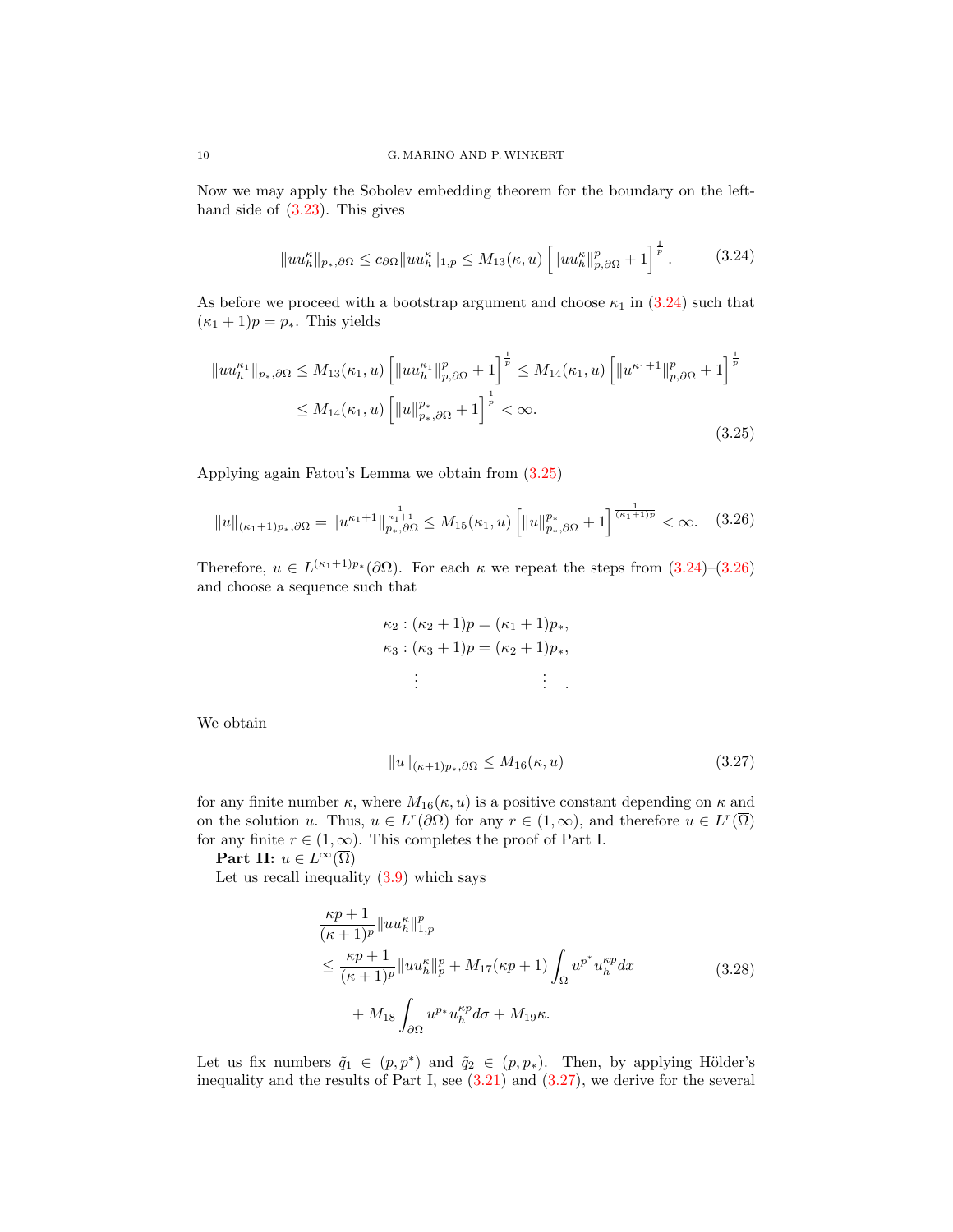Now we may apply the Sobolev embedding theorem for the boundary on the left-hand side of (3.23). This gives

$$\|uu_h^\kappa\|_{p_*,\partial\Omega} \leq c_{\partial\Omega}\|uu_h^\kappa\|_{1,p} \leq M_{13}(\kappa,u)\left[\|uu_h^\kappa\|_{p,\partial\Omega}^p+1\right]^{\frac{1}{p}}. \tag{3.24}$$

As before we proceed with a bootstrap argument and choose $\kappa_1$ in (3.24) such that $(\kappa_1+1)p=p_*$. This yields

$$\begin{aligned}\|uu_h^{\kappa_1}\|_{p_*,\partial\Omega} &\leq M_{13}(\kappa_1,u)\left[\|uu_h^{\kappa_1}\|_{p,\partial\Omega}^p+1\right]^{\frac{1}{p}} \leq M_{14}(\kappa_1,u)\left[\|u^{\kappa_1+1}\|_{p,\partial\Omega}^p+1\right]^{\frac{1}{p}}\\ &\leq M_{14}(\kappa_1,u)\left[\|u\|_{p_*,\partial\Omega}^{p_*}+1\right]^{\frac{1}{p}}<\infty.\end{aligned} \tag{3.25}$$

Applying again Fatou's Lemma we obtain from (3.25)

$$\|u\|_{(\kappa_1+1)p_*,\partial\Omega} = \|u^{\kappa_1+1}\|_{p_*,\partial\Omega}^{\frac{1}{\kappa_1+1}} \leq M_{15}(\kappa_1,u)\left[\|u\|_{p_*,\partial\Omega}^{p_*}+1\right]^{\frac{1}{(\kappa_1+1)p}}<\infty. \tag{3.26}$$

Therefore, $u\in L^{(\kappa_1+1)p_*}(\partial\Omega)$. For each $\kappa$ we repeat the steps from (3.24)–(3.26) and choose a sequence such that

$$\begin{aligned}&\kappa_2 : (\kappa_2+1)p=(\kappa_1+1)p_*,\\ &\kappa_3 : (\kappa_3+1)p=(\kappa_2+1)p_*,\\ &\quad\vdots \qquad\qquad\qquad \vdots\ .\end{aligned}$$

We obtain

$$\|u\|_{(\kappa+1)p_*,\partial\Omega} \leq M_{16}(\kappa,u) \tag{3.27}$$

for any finite number $\kappa$, where $M_{16}(\kappa,u)$ is a positive constant depending on $\kappa$ and on the solution $u$. Thus, $u\in L^r(\partial\Omega)$ for any $r\in(1,\infty)$, and therefore $u\in L^r(\overline{\Omega})$ for any finite $r\in(1,\infty)$. This completes the proof of Part I.

**Part II:** $u\in L^\infty(\overline{\Omega})$

Let us recall inequality (3.9) which says

$$\begin{aligned}&\frac{\kappa p+1}{(\kappa+1)^p}\|uu_h^\kappa\|_{1,p}^p\\ &\leq \frac{\kappa p+1}{(\kappa+1)^p}\|uu_h^\kappa\|_p^p + M_{17}(\kappa p+1)\int_\Omega u^{p^*}u_h^{\kappa p}dx\\ &\quad + M_{18}\int_{\partial\Omega}u^{p_*}u_h^{\kappa p}d\sigma + M_{19}\kappa.\end{aligned} \tag{3.28}$$

Let us fix numbers $\tilde{q}_1\in(p,p^*)$ and $\tilde{q}_2\in(p,p_*)$. Then, by applying Hölder's inequality and the results of Part I, see (3.21) and (3.27), we derive for the several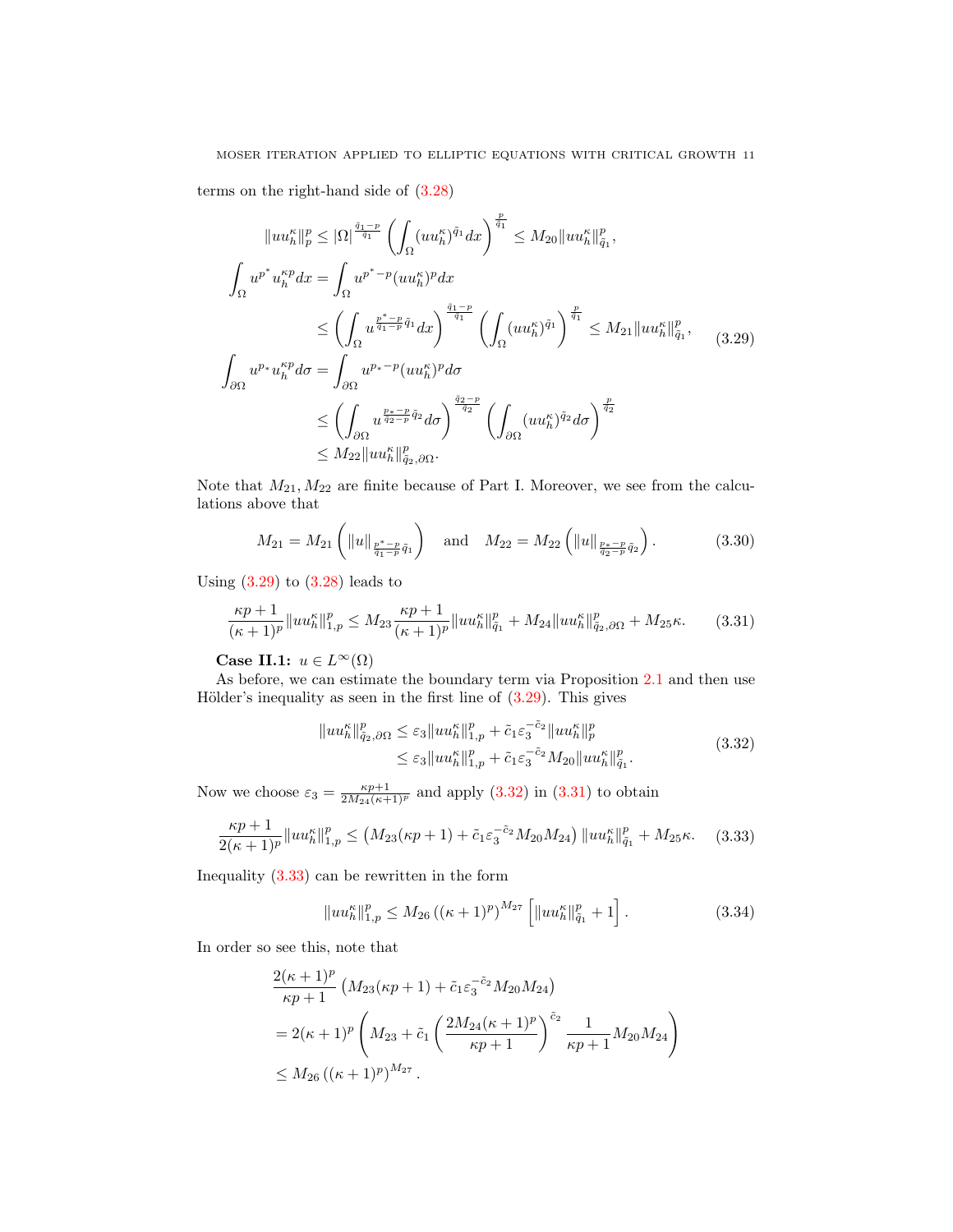terms on the right-hand side of (3.28)

$$
\begin{aligned}
\|u u_h^\kappa\|_p^p &\le |\Omega|^{\frac{\tilde{q}_1-p}{\tilde{q}_1}} \left( \int_\Omega (u u_h^\kappa)^{\tilde{q}_1} dx \right)^{\frac{p}{\tilde{q}_1}} \le M_{20} \|u u_h^\kappa\|_{\tilde{q}_1}^p, \\
\int_\Omega u^{p^*} u_h^{\kappa p} dx &= \int_\Omega u^{p^*-p} (u u_h^\kappa)^p dx \\
&\le \left( \int_\Omega u^{\frac{p^*-p}{\tilde{q}_1-p}\tilde{q}_1} dx \right)^{\frac{\tilde{q}_1-p}{\tilde{q}_1}} \left( \int_\Omega (u u_h^\kappa)^{\tilde{q}_1} \right)^{\frac{p}{\tilde{q}_1}} \le M_{21} \|u u_h^\kappa\|_{\tilde{q}_1}^p, \\
\int_{\partial\Omega} u^{p_*} u_h^{\kappa p} d\sigma &= \int_{\partial\Omega} u^{p_*-p} (u u_h^\kappa)^p d\sigma \\
&\le \left( \int_{\partial\Omega} u^{\frac{p_*-p}{\tilde{q}_2-p}\tilde{q}_2} d\sigma \right)^{\frac{\tilde{q}_2-p}{\tilde{q}_2}} \left( \int_{\partial\Omega} (u u_h^\kappa)^{\tilde{q}_2} d\sigma \right)^{\frac{p}{\tilde{q}_2}} \\
&\le M_{22} \|u u_h^\kappa\|_{\tilde{q}_2,\partial\Omega}^p.
\end{aligned}
\tag{3.29}
$$

Note that $M_{21}, M_{22}$ are finite because of Part I. Moreover, we see from the calculations above that

$$
M_{21} = M_{21}\left( \|u\|_{\frac{p^*-p}{\tilde{q}_1-p}\tilde{q}_1} \right) \quad \text{and} \quad M_{22} = M_{22}\left( \|u\|_{\frac{p_*-p}{\tilde{q}_2-p}\tilde{q}_2} \right). \tag{3.30}
$$

Using (3.29) to (3.28) leads to

$$
\frac{\kappa p+1}{(\kappa+1)^p} \|u u_h^\kappa\|_{1,p}^p \le M_{23} \frac{\kappa p+1}{(\kappa+1)^p} \|u u_h^\kappa\|_{\tilde{q}_1}^p + M_{24} \|u u_h^\kappa\|_{\tilde{q}_2,\partial\Omega}^p + M_{25}\kappa. \tag{3.31}
$$

**Case II.1:** $u \in L^\infty(\Omega)$

As before, we can estimate the boundary term via Proposition 2.1 and then use Hölder's inequality as seen in the first line of (3.29). This gives

$$
\begin{aligned}
\|u u_h^\kappa\|_{\tilde{q}_2,\partial\Omega}^p &\le \varepsilon_3 \|u u_h^\kappa\|_{1,p}^p + \tilde{c}_1 \varepsilon_3^{-\tilde{c}_2} \|u u_h^\kappa\|_p^p \\
&\le \varepsilon_3 \|u u_h^\kappa\|_{1,p}^p + \tilde{c}_1 \varepsilon_3^{-\tilde{c}_2} M_{20} \|u u_h^\kappa\|_{\tilde{q}_1}^p.
\end{aligned}
\tag{3.32}
$$

Now we choose $\varepsilon_3 = \frac{\kappa p+1}{2M_{24}(\kappa+1)^p}$ and apply (3.32) in (3.31) to obtain

$$
\frac{\kappa p+1}{2(\kappa+1)^p} \|u u_h^\kappa\|_{1,p}^p \le \left( M_{23}(\kappa p+1) + \tilde{c}_1 \varepsilon_3^{-\tilde{c}_2} M_{20} M_{24} \right) \|u u_h^\kappa\|_{\tilde{q}_1}^p + M_{25}\kappa. \tag{3.33}
$$

Inequality (3.33) can be rewritten in the form

$$
\|u u_h^\kappa\|_{1,p}^p \le M_{26} \left( (\kappa+1)^p \right)^{M_{27}} \left[ \|u u_h^\kappa\|_{\tilde{q}_1}^p + 1 \right]. \tag{3.34}
$$

In order so see this, note that

$$
\begin{aligned}
&\frac{2(\kappa+1)^p}{\kappa p+1} \left( M_{23}(\kappa p+1) + \tilde{c}_1 \varepsilon_3^{-\tilde{c}_2} M_{20} M_{24} \right) \\
&= 2(\kappa+1)^p \left( M_{23} + \tilde{c}_1 \left( \frac{2M_{24}(\kappa+1)^p}{\kappa p+1} \right)^{\tilde{c}_2} \frac{1}{\kappa p+1} M_{20} M_{24} \right) \\
&\le M_{26} \left( (\kappa+1)^p \right)^{M_{27}}.
\end{aligned}
$$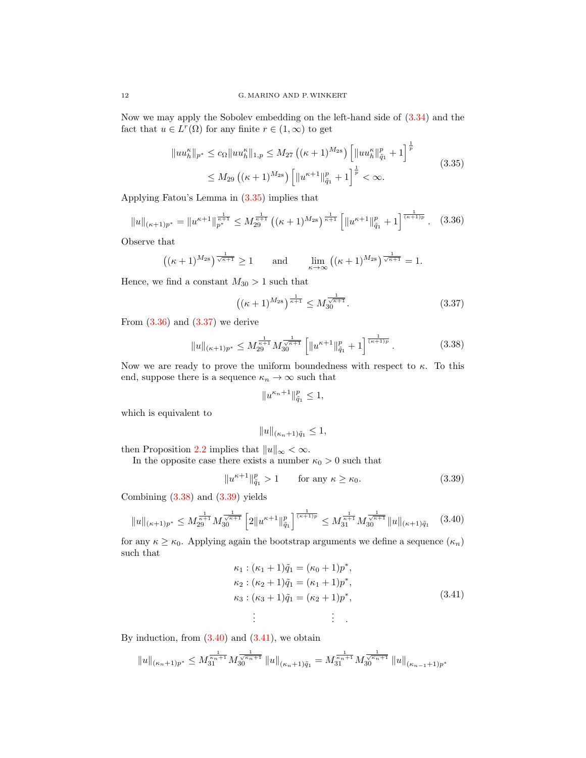Now we may apply the Sobolev embedding on the left-hand side of (3.34) and the fact that $u \in L^r(\Omega)$ for any finite $r \in (1,\infty)$ to get

$$
\begin{aligned}
\|uu_h^\kappa\|_{p^*} \leq c_\Omega \|uu_h^\kappa\|_{1,p} &\leq M_{27}\left((\kappa+1)^{M_{28}}\right)\left[\|uu_h^\kappa\|_{\tilde{q}_1}^p + 1\right]^{\frac{1}{p}} \\
&\leq M_{29}\left((\kappa+1)^{M_{28}}\right)\left[\|u^{\kappa+1}\|_{\tilde{q}_1}^p + 1\right]^{\frac{1}{p}} < \infty.
\end{aligned}
\tag{3.35}
$$

Applying Fatou's Lemma in (3.35) implies that

$$
\|u\|_{(\kappa+1)p^*} = \|u^{\kappa+1}\|_{p^*}^{\frac{1}{\kappa+1}} \leq M_{29}^{\frac{1}{\kappa+1}}\left((\kappa+1)^{M_{28}}\right)^{\frac{1}{\kappa+1}}\left[\|u^{\kappa+1}\|_{\tilde{q}_1}^p + 1\right]^{\frac{1}{(\kappa+1)p}}. \tag{3.36}
$$

Observe that

$$
\left((\kappa+1)^{M_{28}}\right)^{\frac{1}{\sqrt{\kappa+1}}} \geq 1 \qquad \text{and} \qquad \lim_{\kappa\to\infty}\left((\kappa+1)^{M_{28}}\right)^{\frac{1}{\sqrt{\kappa+1}}} = 1.
$$

Hence, we find a constant $M_{30} > 1$ such that

$$
\left((\kappa+1)^{M_{28}}\right)^{\frac{1}{\kappa+1}} \leq M_{30}^{\frac{1}{\sqrt{\kappa+1}}}. \tag{3.37}
$$

From (3.36) and (3.37) we derive

$$
\|u\|_{(\kappa+1)p^*} \leq M_{29}^{\frac{1}{\kappa+1}} M_{30}^{\frac{1}{\sqrt{\kappa+1}}}\left[\|u^{\kappa+1}\|_{\tilde{q}_1}^p + 1\right]^{\frac{1}{(\kappa+1)p}}. \tag{3.38}
$$

Now we are ready to prove the uniform boundedness with respect to $\kappa$. To this end, suppose there is a sequence $\kappa_n \to \infty$ such that

$$
\|u^{\kappa_n+1}\|_{\tilde{q}_1}^p \leq 1,
$$

which is equivalent to

$$
\|u\|_{(\kappa_n+1)\tilde{q}_1} \leq 1,
$$

then Proposition 2.2 implies that $\|u\|_\infty < \infty$.

In the opposite case there exists a number $\kappa_0 > 0$ such that

$$
\|u^{\kappa+1}\|_{\tilde{q}_1}^p > 1 \qquad \text{for any } \kappa \geq \kappa_0. \tag{3.39}
$$

Combining (3.38) and (3.39) yields

$$
\|u\|_{(\kappa+1)p^*} \leq M_{29}^{\frac{1}{\kappa+1}} M_{30}^{\frac{1}{\sqrt{\kappa+1}}}\left[2\|u^{\kappa+1}\|_{\tilde{q}_1}^p\right]^{\frac{1}{(\kappa+1)p}} \leq M_{31}^{\frac{1}{\kappa+1}} M_{30}^{\frac{1}{\sqrt{\kappa+1}}}\|u\|_{(\kappa+1)\tilde{q}_1} \tag{3.40}
$$

for any $\kappa \geq \kappa_0$. Applying again the bootstrap arguments we define a sequence $(\kappa_n)$ such that

$$
\begin{aligned}
\kappa_1 &: (\kappa_1+1)\tilde{q}_1 = (\kappa_0+1)p^*,\\
\kappa_2 &: (\kappa_2+1)\tilde{q}_1 = (\kappa_1+1)p^*,\\
\kappa_3 &: (\kappa_3+1)\tilde{q}_1 = (\kappa_2+1)p^*,\\
&\quad\vdots \qquad\qquad\qquad \vdots \quad .
\end{aligned}
\tag{3.41}
$$

By induction, from (3.40) and (3.41), we obtain

$$
\|u\|_{(\kappa_n+1)p^*} \leq M_{31}^{\frac{1}{\kappa_n+1}} M_{30}^{\frac{1}{\sqrt{\kappa_n+1}}}\|u\|_{(\kappa_n+1)\tilde{q}_1} = M_{31}^{\frac{1}{\kappa_n+1}} M_{30}^{\frac{1}{\sqrt{\kappa_n+1}}}\|u\|_{(\kappa_{n-1}+1)p^*}
$$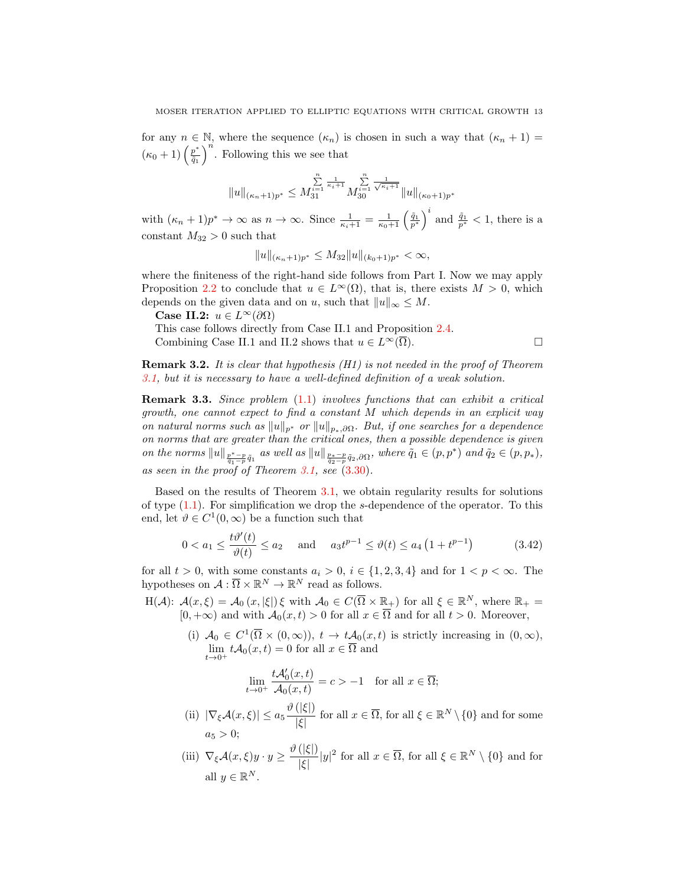for any $n \in \mathbb{N}$, where the sequence $(\kappa_n)$ is chosen in such a way that $(\kappa_n + 1) = (\kappa_0 + 1)\left(\frac{p^*}{\tilde{q}_1}\right)^n$. Following this we see that

$$\|u\|_{(\kappa_n+1)p^*} \leq M_{31}^{\sum\limits_{i=1}^{n} \frac{1}{\kappa_i+1}} M_{30}^{\sum\limits_{i=1}^{n} \frac{1}{\sqrt{\kappa_i+1}}} \|u\|_{(\kappa_0+1)p^*}$$

with $(\kappa_n + 1)p^* \to \infty$ as $n \to \infty$. Since $\frac{1}{\kappa_i+1} = \frac{1}{\kappa_0+1}\left(\frac{\tilde{q}_1}{p^*}\right)^i$ and $\frac{\tilde{q}_1}{p^*} < 1$, there is a constant $M_{32} > 0$ such that

$$\|u\|_{(\kappa_n+1)p^*} \leq M_{32}\|u\|_{(k_0+1)p^*} < \infty,$$

where the finiteness of the right-hand side follows from Part I. Now we may apply Proposition 2.2 to conclude that $u \in L^\infty(\Omega)$, that is, there exists $M > 0$, which depends on the given data and on $u$, such that $\|u\|_\infty \leq M$.

**Case II.2:** $u \in L^\infty(\partial\Omega)$

This case follows directly from Case II.1 and Proposition 2.4.

Combining Case II.1 and II.2 shows that $u \in L^\infty(\overline{\Omega})$. $\square$

**Remark 3.2.** *It is clear that hypothesis (H1) is not needed in the proof of Theorem 3.1, but it is necessary to have a well-defined definition of a weak solution.*

**Remark 3.3.** *Since problem (1.1) involves functions that can exhibit a critical growth, one cannot expect to find a constant $M$ which depends in an explicit way on natural norms such as $\|u\|_{p^*}$ or $\|u\|_{p_*,\partial\Omega}$. But, if one searches for a dependence on norms that are greater than the critical ones, then a possible dependence is given on the norms $\|u\|_{\frac{p^*-p}{\tilde{q}_1-p}\tilde{q}_1}$ as well as $\|u\|_{\frac{p_*-p}{\tilde{q}_2-p}\tilde{q}_2,\partial\Omega}$, where $\tilde{q}_1 \in (p, p^*)$ and $\tilde{q}_2 \in (p, p_*)$, as seen in the proof of Theorem 3.1, see (3.30).*

Based on the results of Theorem 3.1, we obtain regularity results for solutions of type (1.1). For simplification we drop the $s$-dependence of the operator. To this end, let $\vartheta \in C^1(0,\infty)$ be a function such that

$$0 < a_1 \leq \frac{t\vartheta'(t)}{\vartheta(t)} \leq a_2 \quad \text{and} \quad a_3 t^{p-1} \leq \vartheta(t) \leq a_4\left(1 + t^{p-1}\right) \tag{3.42}$$

for all $t > 0$, with some constants $a_i > 0$, $i \in \{1, 2, 3, 4\}$ and for $1 < p < \infty$. The hypotheses on $\mathcal{A} : \overline{\Omega} \times \mathbb{R}^N \to \mathbb{R}^N$ read as follows.

H($\mathcal{A}$): $\mathcal{A}(x,\xi) = \mathcal{A}_0(x, |\xi|)\,\xi$ with $\mathcal{A}_0 \in C(\overline{\Omega} \times \mathbb{R}_+)$ for all $\xi \in \mathbb{R}^N$, where $\mathbb{R}_+ = [0, +\infty)$ and with $\mathcal{A}_0(x,t) > 0$ for all $x \in \overline{\Omega}$ and for all $t > 0$. Moreover,

(i) $\mathcal{A}_0 \in C^1(\overline{\Omega} \times (0,\infty))$, $t \to t\mathcal{A}_0(x,t)$ is strictly increasing in $(0,\infty)$, $\lim\limits_{t\to 0^+} t\mathcal{A}_0(x,t) = 0$ for all $x \in \overline{\Omega}$ and

$$\lim_{t\to 0^+} \frac{t\mathcal{A}_0'(x,t)}{\mathcal{A}_0(x,t)} = c > -1 \quad \text{for all } x \in \overline{\Omega};$$

(ii) $|\nabla_\xi \mathcal{A}(x,\xi)| \leq a_5 \dfrac{\vartheta(|\xi|)}{|\xi|}$ for all $x \in \overline{\Omega}$, for all $\xi \in \mathbb{R}^N \setminus \{0\}$ and for some $a_5 > 0$;

(iii) $\nabla_\xi \mathcal{A}(x,\xi) y \cdot y \geq \dfrac{\vartheta(|\xi|)}{|\xi|}|y|^2$ for all $x \in \overline{\Omega}$, for all $\xi \in \mathbb{R}^N \setminus \{0\}$ and for all $y \in \mathbb{R}^N$.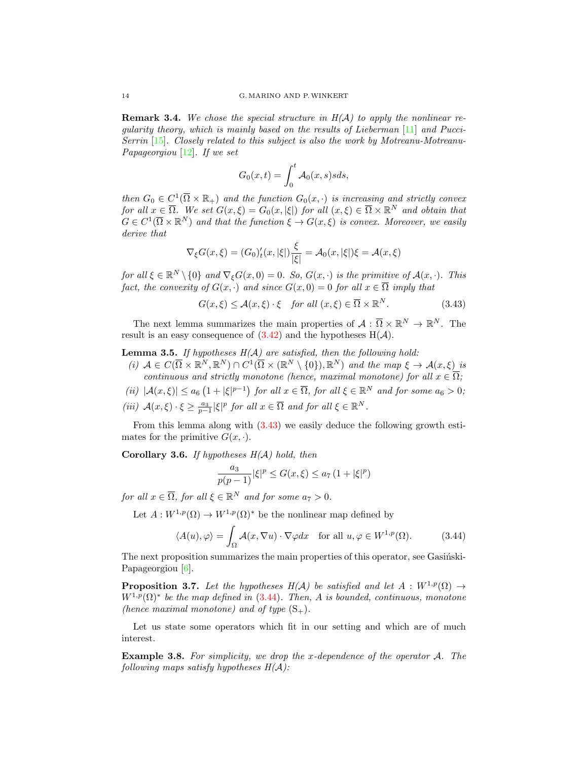**Remark 3.4.** *We chose the special structure in H($\mathcal{A}$) to apply the nonlinear regularity theory, which is mainly based on the results of Lieberman [11] and Pucci-Serrin [15]. Closely related to this subject is also the work by Motreanu-Motreanu-Papageorgiou [12]. If we set*

$$G_0(x,t) = \int_0^t \mathcal{A}_0(x,s)ds,$$

*then $G_0 \in C^1(\overline{\Omega} \times \mathbb{R}_+)$ and the function $G_0(x,\cdot)$ is increasing and strictly convex for all $x \in \overline{\Omega}$. We set $G(x,\xi) = G_0(x,|\xi|)$ for all $(x,\xi) \in \overline{\Omega} \times \mathbb{R}^N$ and obtain that $G \in C^1(\overline{\Omega} \times \mathbb{R}^N)$ and that the function $\xi \to G(x,\xi)$ is convex. Moreover, we easily derive that*

$$\nabla_\xi G(x,\xi) = (G_0)'_t(x,|\xi|)\frac{\xi}{|\xi|} = \mathcal{A}_0(x,|\xi|)\xi = \mathcal{A}(x,\xi)$$

*for all $\xi \in \mathbb{R}^N \setminus \{0\}$ and $\nabla_\xi G(x,0) = 0$. So, $G(x,\cdot)$ is the primitive of $\mathcal{A}(x,\cdot)$. This fact, the convexity of $G(x,\cdot)$ and since $G(x,0) = 0$ for all $x \in \overline{\Omega}$ imply that*

$$G(x,\xi) \le \mathcal{A}(x,\xi)\cdot\xi \quad \text{for all } (x,\xi) \in \overline{\Omega} \times \mathbb{R}^N. \tag{3.43}$$

The next lemma summarizes the main properties of $\mathcal{A} : \overline{\Omega} \times \mathbb{R}^N \to \mathbb{R}^N$. The result is an easy consequence of (3.42) and the hypotheses H($\mathcal{A}$).

**Lemma 3.5.** *If hypotheses H($\mathcal{A}$) are satisfied, then the following hold:*

*(i) $\mathcal{A} \in C(\overline{\Omega} \times \mathbb{R}^N, \mathbb{R}^N) \cap C^1(\overline{\Omega} \times (\mathbb{R}^N \setminus \{0\}), \mathbb{R}^N)$ and the map $\xi \to \mathcal{A}(x,\xi)$ is continuous and strictly monotone (hence, maximal monotone) for all $x \in \overline{\Omega}$;*

*(ii) $|\mathcal{A}(x,\xi)| \le a_6\left(1 + |\xi|^{p-1}\right)$ for all $x \in \overline{\Omega}$, for all $\xi \in \mathbb{R}^N$ and for some $a_6 > 0$;*

*(iii) $\mathcal{A}(x,\xi)\cdot\xi \ge \frac{a_3}{p-1}|\xi|^p$ for all $x \in \overline{\Omega}$ and for all $\xi \in \mathbb{R}^N$.*

From this lemma along with (3.43) we easily deduce the following growth estimates for the primitive $G(x,\cdot)$.

**Corollary 3.6.** *If hypotheses H($\mathcal{A}$) hold, then*

$$\frac{a_3}{p(p-1)}|\xi|^p \le G(x,\xi) \le a_7\left(1 + |\xi|^p\right)$$

*for all $x \in \overline{\Omega}$, for all $\xi \in \mathbb{R}^N$ and for some $a_7 > 0$.*

Let $A : W^{1,p}(\Omega) \to W^{1,p}(\Omega)^*$ be the nonlinear map defined by

$$\langle A(u), \varphi\rangle = \int_\Omega \mathcal{A}(x,\nabla u)\cdot\nabla\varphi dx \quad \text{for all } u,\varphi \in W^{1,p}(\Omega). \tag{3.44}$$

The next proposition summarizes the main properties of this operator, see Gasiński-Papageorgiou [6].

**Proposition 3.7.** *Let the hypotheses H($\mathcal{A}$) be satisfied and let $A : W^{1,p}(\Omega) \to W^{1,p}(\Omega)^*$ be the map defined in (3.44). Then, $A$ is bounded, continuous, monotone (hence maximal monotone) and of type* $(\mathrm{S}_+)$.

Let us state some operators which fit in our setting and which are of much interest.

**Example 3.8.** *For simplicity, we drop the x-dependence of the operator $\mathcal{A}$. The following maps satisfy hypotheses H($\mathcal{A}$):*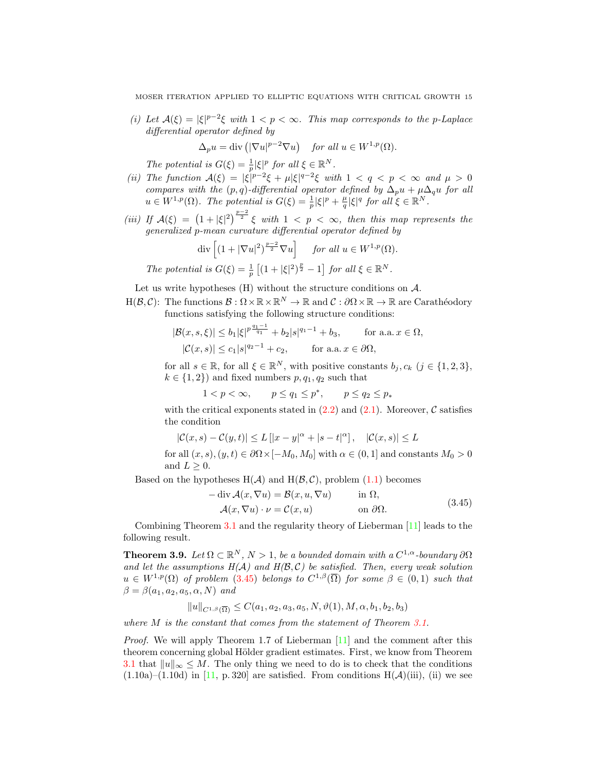*(i) Let $\mathcal{A}(\xi) = |\xi|^{p-2}\xi$ with $1 < p < \infty$. This map corresponds to the p-Laplace differential operator defined by*

$$\Delta_p u = \operatorname{div}\left(|\nabla u|^{p-2}\nabla u\right) \quad \text{for all } u \in W^{1,p}(\Omega).$$

*The potential is $G(\xi) = \frac{1}{p}|\xi|^p$ for all $\xi \in \mathbb{R}^N$.*

*(ii) The function $\mathcal{A}(\xi) = |\xi|^{p-2}\xi + \mu|\xi|^{q-2}\xi$ with $1 < q < p < \infty$ and $\mu > 0$ compares with the $(p, q)$-differential operator defined by $\Delta_p u + \mu\Delta_q u$ for all $u \in W^{1,p}(\Omega)$. The potential is $G(\xi) = \frac{1}{p}|\xi|^p + \frac{\mu}{q}|\xi|^q$ for all $\xi \in \mathbb{R}^N$.*

*(iii) If $\mathcal{A}(\xi) = \left(1 + |\xi|^2\right)^{\frac{p-2}{2}}\xi$ with $1 < p < \infty$, then this map represents the generalized p-mean curvature differential operator defined by*

$$\operatorname{div}\left[(1 + |\nabla u|^2)^{\frac{p-2}{2}}\nabla u\right] \quad \text{for all } u \in W^{1,p}(\Omega).$$

*The potential is $G(\xi) = \frac{1}{p}\left[(1 + |\xi|^2)^{\frac{p}{2}} - 1\right]$ for all $\xi \in \mathbb{R}^N$.*

Let us write hypotheses (H) without the structure conditions on $\mathcal{A}$.

H($\mathcal{B}$,$\mathcal{C}$): The functions $\mathcal{B}: \Omega \times \mathbb{R} \times \mathbb{R}^N \to \mathbb{R}$ and $\mathcal{C}: \partial\Omega \times \mathbb{R} \to \mathbb{R}$ are Carathéodory functions satisfying the following structure conditions:

$$|\mathcal{B}(x, s, \xi)| \le b_1|\xi|^{p\frac{q_1-1}{q_1}} + b_2|s|^{q_1-1} + b_3, \qquad \text{for a.a. } x \in \Omega,$$
$$|\mathcal{C}(x, s)| \le c_1|s|^{q_2-1} + c_2, \qquad \text{for a.a. } x \in \partial\Omega,$$

for all $s \in \mathbb{R}$, for all $\xi \in \mathbb{R}^N$, with positive constants $b_j, c_k$ ($j \in \{1, 2, 3\}$, $k \in \{1, 2\}$) and fixed numbers $p, q_1, q_2$ such that

$$1 < p < \infty, \qquad p \le q_1 \le p^*, \qquad p \le q_2 \le p_*$$

with the critical exponents stated in (2.2) and (2.1). Moreover, $\mathcal{C}$ satisfies the condition

$$|\mathcal{C}(x, s) - \mathcal{C}(y, t)| \le L\left[|x - y|^\alpha + |s - t|^\alpha\right], \quad |\mathcal{C}(x, s)| \le L$$

for all $(x, s), (y, t) \in \partial\Omega \times [-M_0, M_0]$ with $\alpha \in (0, 1]$ and constants $M_0 > 0$ and $L \ge 0$.

Based on the hypotheses H($\mathcal{A}$) and H($\mathcal{B}$,$\mathcal{C}$), problem (1.1) becomes

$$\begin{aligned} -\operatorname{div}\mathcal{A}(x, \nabla u) &= \mathcal{B}(x, u, \nabla u) && \text{in } \Omega,\\ \mathcal{A}(x, \nabla u)\cdot\nu &= \mathcal{C}(x, u) && \text{on } \partial\Omega. \end{aligned} \tag{3.45}$$

Combining Theorem 3.1 and the regularity theory of Lieberman [11] leads to the following result.

**Theorem 3.9.** *Let $\Omega \subset \mathbb{R}^N$, $N > 1$, be a bounded domain with a $C^{1,\alpha}$-boundary $\partial\Omega$ and let the assumptions H($\mathcal{A}$) and H($\mathcal{B}$,$\mathcal{C}$) be satisfied. Then, every weak solution $u \in W^{1,p}(\Omega)$ of problem (3.45) belongs to $C^{1,\beta}(\overline{\Omega})$ for some $\beta \in (0, 1)$ such that $\beta = \beta(a_1, a_2, a_5, \alpha, N)$ and*

$$\|u\|_{C^{1,\beta}(\overline{\Omega})} \le C(a_1, a_2, a_3, a_5, N, \vartheta(1), M, \alpha, b_1, b_2, b_3)$$

*where $M$ is the constant that comes from the statement of Theorem 3.1.*

*Proof.* We will apply Theorem 1.7 of Lieberman [11] and the comment after this theorem concerning global Hölder gradient estimates. First, we know from Theorem 3.1 that $\|u\|_\infty \le M$. The only thing we need to do is to check that the conditions (1.10a)–(1.10d) in [11, p. 320] are satisfied. From conditions H($\mathcal{A}$)(iii), (ii) we see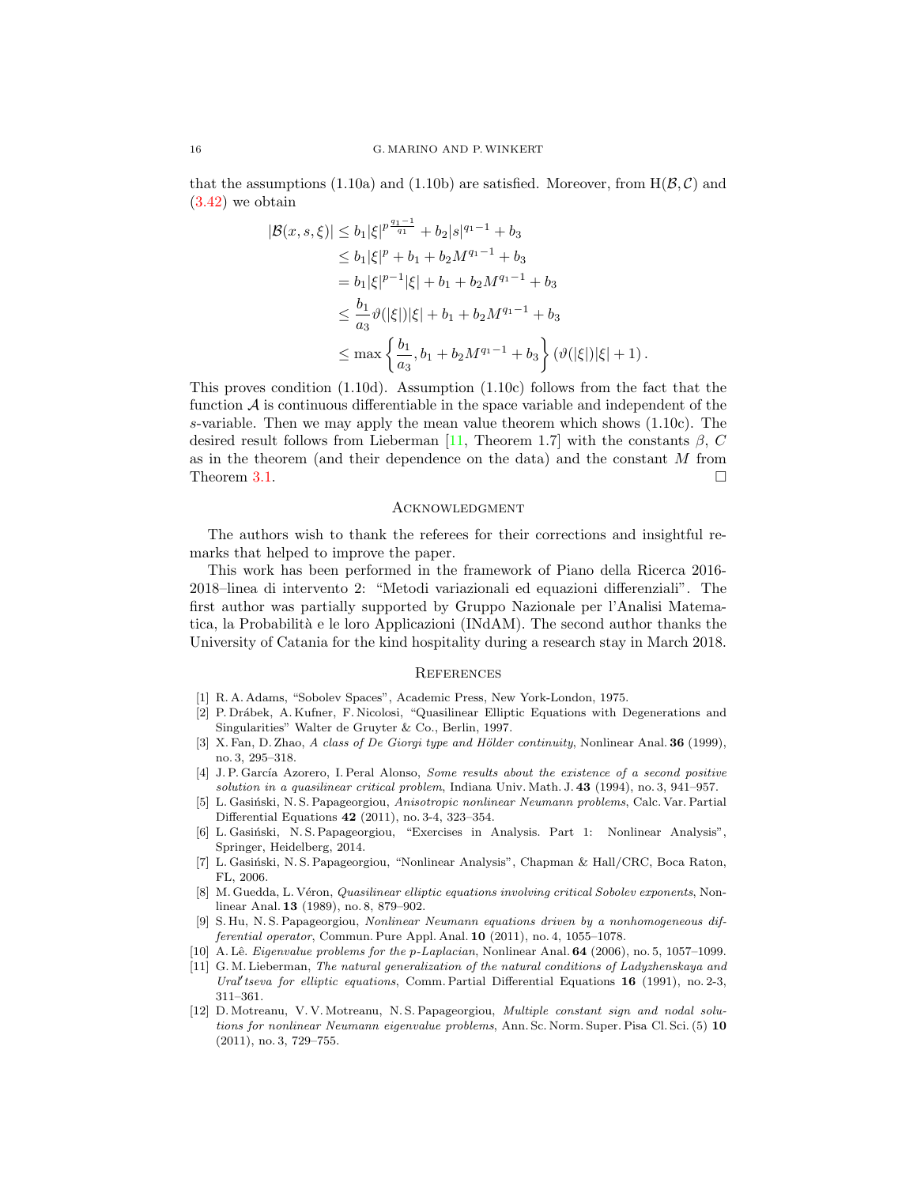that the assumptions (1.10a) and (1.10b) are satisfied. Moreover, from H($\mathcal{B}, \mathcal{C}$) and (3.42) we obtain

$$
\begin{aligned}
|\mathcal{B}(x,s,\xi)| &\leq b_1 |\xi|^{p\frac{q_1-1}{q_1}} + b_2 |s|^{q_1-1} + b_3 \\
&\leq b_1 |\xi|^p + b_1 + b_2 M^{q_1-1} + b_3 \\
&= b_1 |\xi|^{p-1} |\xi| + b_1 + b_2 M^{q_1-1} + b_3 \\
&\leq \frac{b_1}{a_3} \vartheta(|\xi|)|\xi| + b_1 + b_2 M^{q_1-1} + b_3 \\
&\leq \max\left\{ \frac{b_1}{a_3}, b_1 + b_2 M^{q_1-1} + b_3 \right\} \left( \vartheta(|\xi|)|\xi| + 1 \right).
\end{aligned}
$$

This proves condition (1.10d). Assumption (1.10c) follows from the fact that the function $\mathcal{A}$ is continuous differentiable in the space variable and independent of the $s$-variable. Then we may apply the mean value theorem which shows (1.10c). The desired result follows from Lieberman [11, Theorem 1.7] with the constants $\beta$, $C$ as in the theorem (and their dependence on the data) and the constant $M$ from Theorem 3.1. □

## Acknowledgment

The authors wish to thank the referees for their corrections and insightful remarks that helped to improve the paper.

This work has been performed in the framework of Piano della Ricerca 2016-2018–linea di intervento 2: "Metodi variazionali ed equazioni differenziali". The first author was partially supported by Gruppo Nazionale per l'Analisi Matematica, la Probabilità e le loro Applicazioni (INdAM). The second author thanks the University of Catania for the kind hospitality during a research stay in March 2018.

## References

[1] R. A. Adams, "Sobolev Spaces", Academic Press, New York-London, 1975.

[2] P. Drábek, A. Kufner, F. Nicolosi, "Quasilinear Elliptic Equations with Degenerations and Singularities" Walter de Gruyter & Co., Berlin, 1997.

[3] X. Fan, D. Zhao, *A class of De Giorgi type and Hölder continuity*, Nonlinear Anal. **36** (1999), no. 3, 295–318.

[4] J. P. García Azorero, I. Peral Alonso, *Some results about the existence of a second positive solution in a quasilinear critical problem*, Indiana Univ. Math. J. **43** (1994), no. 3, 941–957.

[5] L. Gasiński, N. S. Papageorgiou, *Anisotropic nonlinear Neumann problems*, Calc. Var. Partial Differential Equations **42** (2011), no. 3-4, 323–354.

[6] L. Gasiński, N. S. Papageorgiou, "Exercises in Analysis. Part 1: Nonlinear Analysis", Springer, Heidelberg, 2014.

[7] L. Gasiński, N. S. Papageorgiou, "Nonlinear Analysis", Chapman & Hall/CRC, Boca Raton, FL, 2006.

[8] M. Guedda, L. Véron, *Quasilinear elliptic equations involving critical Sobolev exponents*, Nonlinear Anal. **13** (1989), no. 8, 879–902.

[9] S. Hu, N. S. Papageorgiou, *Nonlinear Neumann equations driven by a nonhomogeneous differential operator*, Commun. Pure Appl. Anal. **10** (2011), no. 4, 1055–1078.

[10] A. Lê. *Eigenvalue problems for the p-Laplacian*, Nonlinear Anal. **64** (2006), no. 5, 1057–1099.

[11] G. M. Lieberman, *The natural generalization of the natural conditions of Ladyzhenskaya and Ural′tseva for elliptic equations*, Comm. Partial Differential Equations **16** (1991), no. 2-3, 311–361.

[12] D. Motreanu, V. V. Motreanu, N. S. Papageorgiou, *Multiple constant sign and nodal solutions for nonlinear Neumann eigenvalue problems*, Ann. Sc. Norm. Super. Pisa Cl. Sci. (5) **10** (2011), no. 3, 729–755.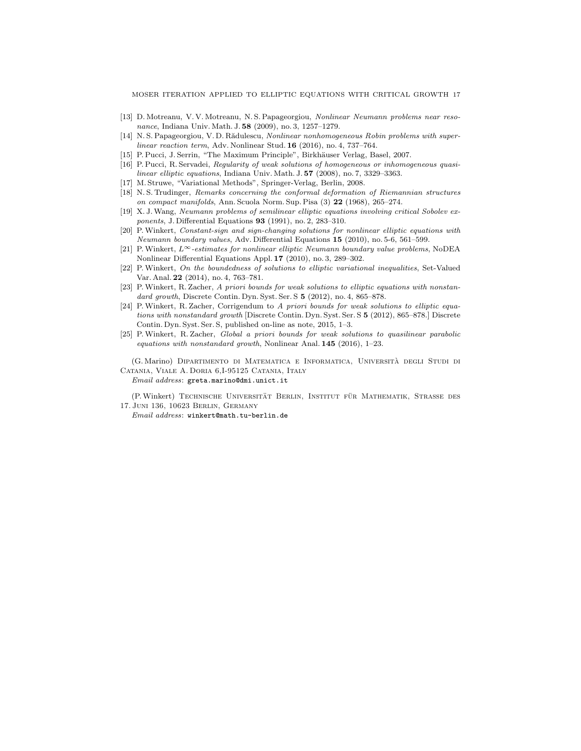[13] D. Motreanu, V. V. Motreanu, N. S. Papageorgiou, *Nonlinear Neumann problems near resonance*, Indiana Univ. Math. J. **58** (2009), no. 3, 1257–1279.

[14] N. S. Papageorgiou, V. D. Rădulescu, *Nonlinear nonhomogeneous Robin problems with superlinear reaction term*, Adv. Nonlinear Stud. **16** (2016), no. 4, 737–764.

[15] P. Pucci, J. Serrin, "The Maximum Principle", Birkhäuser Verlag, Basel, 2007.

[16] P. Pucci, R. Servadei, *Regularity of weak solutions of homogeneous or inhomogeneous quasilinear elliptic equations*, Indiana Univ. Math. J. **57** (2008), no. 7, 3329–3363.

[17] M. Struwe, "Variational Methods", Springer-Verlag, Berlin, 2008.

[18] N. S. Trudinger, *Remarks concerning the conformal deformation of Riemannian structures on compact manifolds*, Ann. Scuola Norm. Sup. Pisa (3) **22** (1968), 265–274.

[19] X. J. Wang, *Neumann problems of semilinear elliptic equations involving critical Sobolev exponents*, J. Differential Equations **93** (1991), no. 2, 283–310.

[20] P. Winkert, *Constant-sign and sign-changing solutions for nonlinear elliptic equations with Neumann boundary values*, Adv. Differential Equations **15** (2010), no. 5-6, 561–599.

[21] P. Winkert, *$L^\infty$-estimates for nonlinear elliptic Neumann boundary value problems*, NoDEA Nonlinear Differential Equations Appl. **17** (2010), no. 3, 289–302.

[22] P. Winkert, *On the boundedness of solutions to elliptic variational inequalities*, Set-Valued Var. Anal. **22** (2014), no. 4, 763–781.

[23] P. Winkert, R. Zacher, *A priori bounds for weak solutions to elliptic equations with nonstandard growth*, Discrete Contin. Dyn. Syst. Ser. S **5** (2012), no. 4, 865–878.

[24] P. Winkert, R. Zacher, Corrigendum to *A priori bounds for weak solutions to elliptic equations with nonstandard growth* [Discrete Contin. Dyn. Syst. Ser. S **5** (2012), 865–878.] Discrete Contin. Dyn. Syst. Ser. S, published on-line as note, 2015, 1–3.

[25] P. Winkert, R. Zacher, *Global a priori bounds for weak solutions to quasilinear parabolic equations with nonstandard growth*, Nonlinear Anal. **145** (2016), 1–23.

(G. Marino) Dipartimento di Matematica e Informatica, Università degli Studi di Catania, Viale A. Doria 6,I-95125 Catania, Italy

*Email address*: greta.marino@dmi.unict.it

(P. Winkert) Technische Universität Berlin, Institut für Mathematik, Strasse des 17. Juni 136, 10623 Berlin, Germany

*Email address*: winkert@math.tu-berlin.de